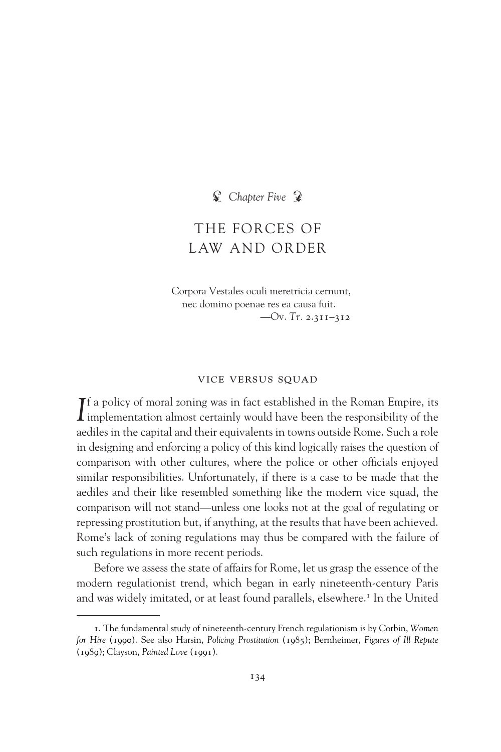*Chapter Five*

# THE FORCES OF LAW AND ORDER

Corpora Vestales oculi meretricia cernunt,
nec domino poenae res ea causa fuit.
—Ov. *Tr.* 2.311–312

## VICE VERSUS SQUAD

If a policy of moral zoning was in fact established in the Roman Empire, its implementation almost certainly would have been the responsibility of the aediles in the capital and their equivalents in towns outside Rome. Such a role in designing and enforcing a policy of this kind logically raises the question of comparison with other cultures, where the police or other officials enjoyed similar responsibilities. Unfortunately, if there is a case to be made that the aediles and their like resembled something like the modern vice squad, the comparison will not stand—unless one looks not at the goal of regulating or repressing prostitution but, if anything, at the results that have been achieved. Rome's lack of zoning regulations may thus be compared with the failure of such regulations in more recent periods.

Before we assess the state of affairs for Rome, let us grasp the essence of the modern regulationist trend, which began in early nineteenth-century Paris and was widely imitated, or at least found parallels, elsewhere.[1] In the United

---

1. The fundamental study of nineteenth-century French regulationism is by Corbin, *Women for Hire* (1990). See also Harsin, *Policing Prostitution* (1985); Bernheimer, *Figures of Ill Repute* (1989); Clayson, *Painted Love* (1991).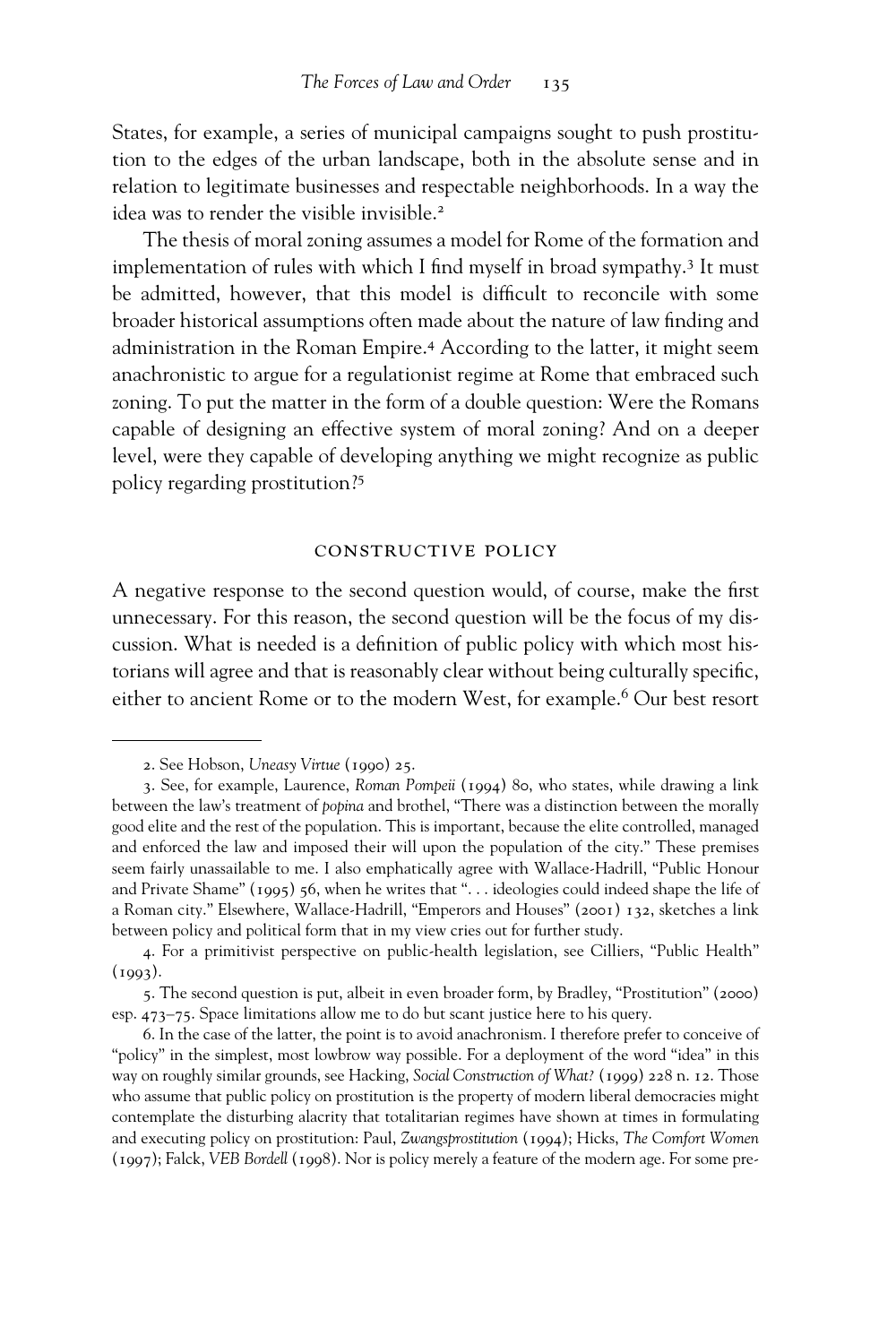States, for example, a series of municipal campaigns sought to push prostitution to the edges of the urban landscape, both in the absolute sense and in relation to legitimate businesses and respectable neighborhoods. In a way the idea was to render the visible invisible.[2]

The thesis of moral zoning assumes a model for Rome of the formation and implementation of rules with which I find myself in broad sympathy.[3] It must be admitted, however, that this model is difficult to reconcile with some broader historical assumptions often made about the nature of law finding and administration in the Roman Empire.[4] According to the latter, it might seem anachronistic to argue for a regulationist regime at Rome that embraced such zoning. To put the matter in the form of a double question: Were the Romans capable of designing an effective system of moral zoning? And on a deeper level, were they capable of developing anything we might recognize as public policy regarding prostitution?[5]

## CONSTRUCTIVE POLICY

A negative response to the second question would, of course, make the first unnecessary. For this reason, the second question will be the focus of my discussion. What is needed is a definition of public policy with which most historians will agree and that is reasonably clear without being culturally specific, either to ancient Rome or to the modern West, for example.[6] Our best resort

---

2. See Hobson, *Uneasy Virtue* (1990) 25.

3. See, for example, Laurence, *Roman Pompeii* (1994) 80, who states, while drawing a link between the law's treatment of *popina* and brothel, "There was a distinction between the morally good elite and the rest of the population. This is important, because the elite controlled, managed and enforced the law and imposed their will upon the population of the city." These premises seem fairly unassailable to me. I also emphatically agree with Wallace-Hadrill, "Public Honour and Private Shame" (1995) 56, when he writes that ". . . ideologies could indeed shape the life of a Roman city." Elsewhere, Wallace-Hadrill, "Emperors and Houses" (2001) 132, sketches a link between policy and political form that in my view cries out for further study.

4. For a primitivist perspective on public-health legislation, see Cilliers, "Public Health" (1993).

5. The second question is put, albeit in even broader form, by Bradley, "Prostitution" (2000) esp. 473–75. Space limitations allow me to do but scant justice here to his query.

6. In the case of the latter, the point is to avoid anachronism. I therefore prefer to conceive of "policy" in the simplest, most lowbrow way possible. For a deployment of the word "idea" in this way on roughly similar grounds, see Hacking, *Social Construction of What?* (1999) 228 n. 12. Those who assume that public policy on prostitution is the property of modern liberal democracies might contemplate the disturbing alacrity that totalitarian regimes have shown at times in formulating and executing policy on prostitution: Paul, *Zwangsprostitution* (1994); Hicks, *The Comfort Women* (1997); Falck, *VEB Bordell* (1998). Nor is policy merely a feature of the modern age. For some pre-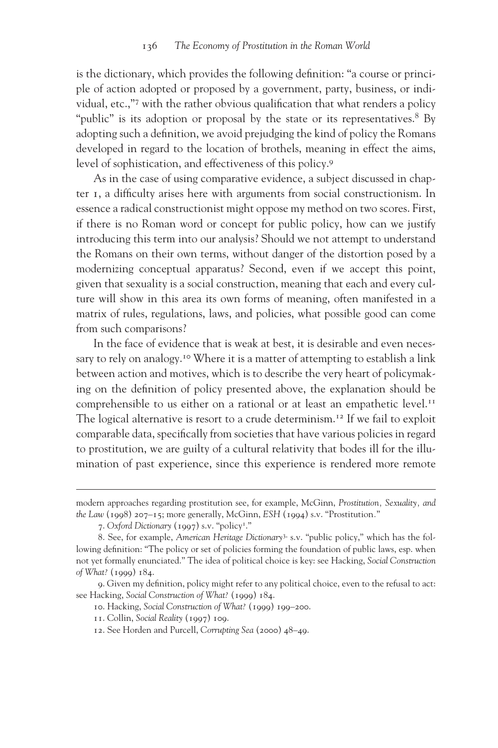is the dictionary, which provides the following definition: "a course or principle of action adopted or proposed by a government, party, business, or individual, etc.,"[7] with the rather obvious qualification that what renders a policy "public" is its adoption or proposal by the state or its representatives.[8] By adopting such a definition, we avoid prejudging the kind of policy the Romans developed in regard to the location of brothels, meaning in effect the aims, level of sophistication, and effectiveness of this policy.[9]

As in the case of using comparative evidence, a subject discussed in chapter 1, a difficulty arises here with arguments from social constructionism. In essence a radical constructionist might oppose my method on two scores. First, if there is no Roman word or concept for public policy, how can we justify introducing this term into our analysis? Should we not attempt to understand the Romans on their own terms, without danger of the distortion posed by a modernizing conceptual apparatus? Second, even if we accept this point, given that sexuality is a social construction, meaning that each and every culture will show in this area its own forms of meaning, often manifested in a matrix of rules, regulations, laws, and policies, what possible good can come from such comparisons?

In the face of evidence that is weak at best, it is desirable and even necessary to rely on analogy.[10] Where it is a matter of attempting to establish a link between action and motives, which is to describe the very heart of policymaking on the definition of policy presented above, the explanation should be comprehensible to us either on a rational or at least an empathetic level.[11] The logical alternative is resort to a crude determinism.[12] If we fail to exploit comparable data, specifically from societies that have various policies in regard to prostitution, we are guilty of a cultural relativity that bodes ill for the illumination of past experience, since this experience is rendered more remote

---

modern approaches regarding prostitution see, for example, McGinn, *Prostitution, Sexuality, and the Law* (1998) 207–15; more generally, McGinn, *ESH* (1994) s.v. "Prostitution."

7. *Oxford Dictionary* (1997) s.v. "policy[1]."

8. See, for example, *American Heritage Dictionary*[3], s.v. "public policy," which has the following definition: "The policy or set of policies forming the foundation of public laws, esp. when not yet formally enunciated." The idea of political choice is key: see Hacking, *Social Construction of What?* (1999) 184.

9. Given my definition, policy might refer to any political choice, even to the refusal to act: see Hacking, *Social Construction of What?* (1999) 184.

10. Hacking, *Social Construction of What?* (1999) 199–200.

11. Collin, *Social Reality* (1997) 109.

12. See Horden and Purcell, *Corrupting Sea* (2000) 48–49.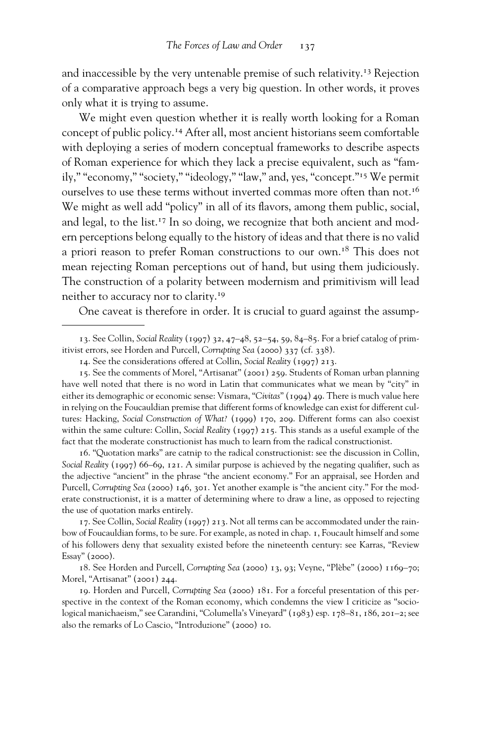and inaccessible by the very untenable premise of such relativity.[13] Rejection of a comparative approach begs a very big question. In other words, it proves only what it is trying to assume.

We might even question whether it is really worth looking for a Roman concept of public policy.[14] After all, most ancient historians seem comfortable with deploying a series of modern conceptual frameworks to describe aspects of Roman experience for which they lack a precise equivalent, such as "family," "economy," "society," "ideology," "law," and, yes, "concept."[15] We permit ourselves to use these terms without inverted commas more often than not.[16] We might as well add "policy" in all of its flavors, among them public, social, and legal, to the list.[17] In so doing, we recognize that both ancient and modern perceptions belong equally to the history of ideas and that there is no valid a priori reason to prefer Roman constructions to our own.[18] This does not mean rejecting Roman perceptions out of hand, but using them judiciously. The construction of a polarity between modernism and primitivism will lead neither to accuracy nor to clarity.[19]

One caveat is therefore in order. It is crucial to guard against the assump-

---

13. See Collin, *Social Reality* (1997) 32, 47–48, 52–54, 59, 84–85. For a brief catalog of primitivist errors, see Horden and Purcell, *Corrupting Sea* (2000) 337 (cf. 338).

14. See the considerations offered at Collin, *Social Reality* (1997) 213.

15. See the comments of Morel, "Artisanat" (2001) 259. Students of Roman urban planning have well noted that there is no word in Latin that communicates what we mean by "city" in either its demographic or economic sense: Vismara, "*Civitas*" (1994) 49. There is much value here in relying on the Foucauldian premise that different forms of knowledge can exist for different cultures: Hacking, *Social Construction of What?* (1999) 170, 209. Different forms can also coexist within the same culture: Collin, *Social Reality* (1997) 215. This stands as a useful example of the fact that the moderate constructionist has much to learn from the radical constructionist.

16. "Quotation marks" are catnip to the radical constructionist: see the discussion in Collin, *Social Reality* (1997) 66–69, 121. A similar purpose is achieved by the negating qualifier, such as the adjective "ancient" in the phrase "the ancient economy." For an appraisal, see Horden and Purcell, *Corrupting Sea* (2000) 146, 301. Yet another example is "the ancient city." For the moderate constructionist, it is a matter of determining where to draw a line, as opposed to rejecting the use of quotation marks entirely.

17. See Collin, *Social Reality* (1997) 213. Not all terms can be accommodated under the rainbow of Foucauldian forms, to be sure. For example, as noted in chap. 1, Foucault himself and some of his followers deny that sexuality existed before the nineteenth century: see Karras, "Review Essay" (2000).

18. See Horden and Purcell, *Corrupting Sea* (2000) 13, 93; Veyne, "Plèbe" (2000) 1169–70; Morel, "Artisanat" (2001) 244.

19. Horden and Purcell, *Corrupting Sea* (2000) 181. For a forceful presentation of this perspective in the context of the Roman economy, which condemns the view I criticize as "sociological manichaeism," see Carandini, "Columella's Vineyard" (1983) esp. 178–81, 186, 201–2; see also the remarks of Lo Cascio, "Introduzione" (2000) 10.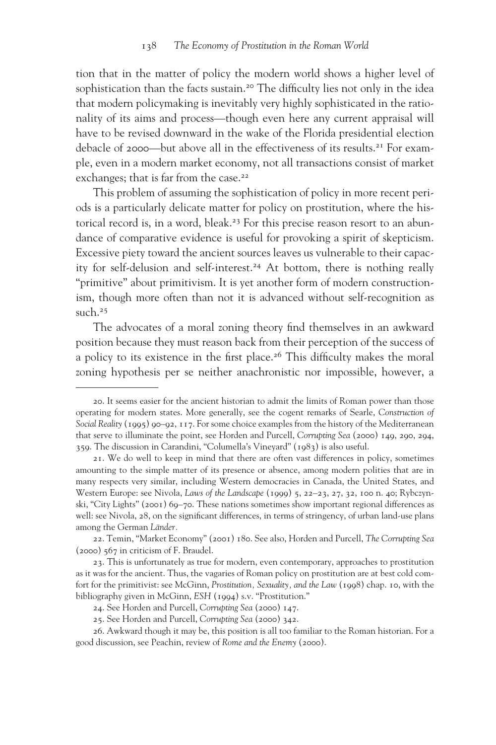tion that in the matter of policy the modern world shows a higher level of sophistication than the facts sustain.[20] The difficulty lies not only in the idea that modern policymaking is inevitably very highly sophisticated in the rationality of its aims and process—though even here any current appraisal will have to be revised downward in the wake of the Florida presidential election debacle of 2000—but above all in the effectiveness of its results.[21] For example, even in a modern market economy, not all transactions consist of market exchanges; that is far from the case.[22]

This problem of assuming the sophistication of policy in more recent periods is a particularly delicate matter for policy on prostitution, where the historical record is, in a word, bleak.[23] For this precise reason resort to an abundance of comparative evidence is useful for provoking a spirit of skepticism. Excessive piety toward the ancient sources leaves us vulnerable to their capacity for self-delusion and self-interest.[24] At bottom, there is nothing really "primitive" about primitivism. It is yet another form of modern constructionism, though more often than not it is advanced without self-recognition as such.[25]

The advocates of a moral zoning theory find themselves in an awkward position because they must reason back from their perception of the success of a policy to its existence in the first place.[26] This difficulty makes the moral zoning hypothesis per se neither anachronistic nor impossible, however, a

---

20. It seems easier for the ancient historian to admit the limits of Roman power than those operating for modern states. More generally, see the cogent remarks of Searle, *Construction of Social Reality* (1995) 90–92, 117. For some choice examples from the history of the Mediterranean that serve to illuminate the point, see Horden and Purcell, *Corrupting Sea* (2000) 149, 290, 294, 359. The discussion in Carandini, "Columella's Vineyard" (1983) is also useful.

21. We do well to keep in mind that there are often vast differences in policy, sometimes amounting to the simple matter of its presence or absence, among modern polities that are in many respects very similar, including Western democracies in Canada, the United States, and Western Europe: see Nivola, *Laws of the Landscape* (1999) 5, 22–23, 27, 32, 100 n. 40; Rybczynski, "City Lights" (2001) 69–70. These nations sometimes show important regional differences as well: see Nivola, 28, on the significant differences, in terms of stringency, of urban land-use plans among the German *Länder*.

22. Temin, "Market Economy" (2001) 180. See also, Horden and Purcell, *The Corrupting Sea* (2000) 567 in criticism of F. Braudel.

23. This is unfortunately as true for modern, even contemporary, approaches to prostitution as it was for the ancient. Thus, the vagaries of Roman policy on prostitution are at best cold comfort for the primitivist: see McGinn, *Prostitution, Sexuality, and the Law* (1998) chap. 10, with the bibliography given in McGinn, *ESH* (1994) s.v. "Prostitution."

24. See Horden and Purcell, *Corrupting Sea* (2000) 147.

25. See Horden and Purcell, *Corrupting Sea* (2000) 342.

26. Awkward though it may be, this position is all too familiar to the Roman historian. For a good discussion, see Peachin, review of *Rome and the Enemy* (2000).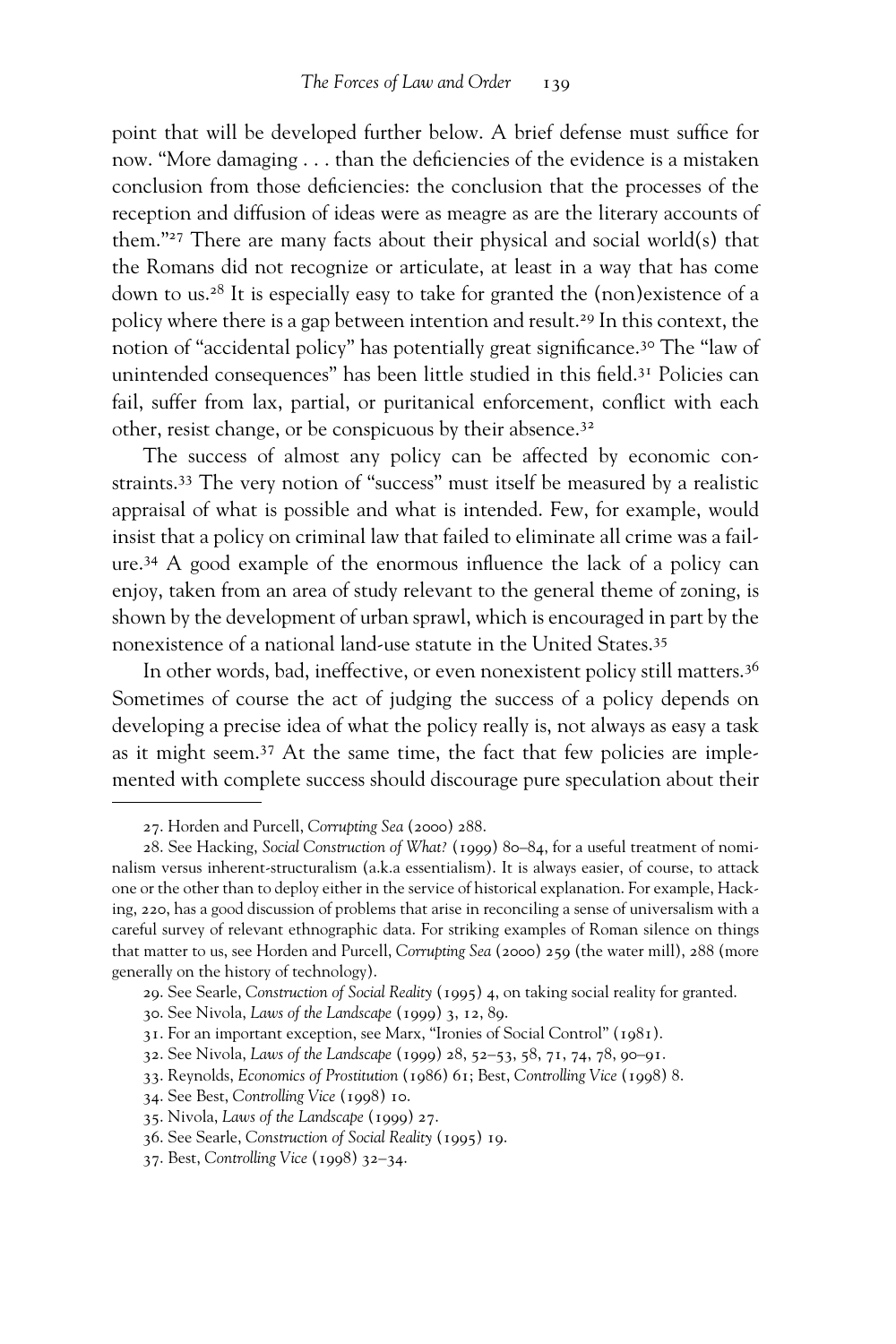point that will be developed further below. A brief defense must suffice for now. "More damaging . . . than the deficiencies of the evidence is a mistaken conclusion from those deficiencies: the conclusion that the processes of the reception and diffusion of ideas were as meagre as are the literary accounts of them."[27] There are many facts about their physical and social world(s) that the Romans did not recognize or articulate, at least in a way that has come down to us.[28] It is especially easy to take for granted the (non)existence of a policy where there is a gap between intention and result.[29] In this context, the notion of "accidental policy" has potentially great significance.[30] The "law of unintended consequences" has been little studied in this field.[31] Policies can fail, suffer from lax, partial, or puritanical enforcement, conflict with each other, resist change, or be conspicuous by their absence.[32]

The success of almost any policy can be affected by economic constraints.[33] The very notion of "success" must itself be measured by a realistic appraisal of what is possible and what is intended. Few, for example, would insist that a policy on criminal law that failed to eliminate all crime was a failure.[34] A good example of the enormous influence the lack of a policy can enjoy, taken from an area of study relevant to the general theme of zoning, is shown by the development of urban sprawl, which is encouraged in part by the nonexistence of a national land-use statute in the United States.[35]

In other words, bad, ineffective, or even nonexistent policy still matters.[36] Sometimes of course the act of judging the success of a policy depends on developing a precise idea of what the policy really is, not always as easy a task as it might seem.[37] At the same time, the fact that few policies are implemented with complete success should discourage pure speculation about their

---

27. Horden and Purcell, *Corrupting Sea* (2000) 288.

28. See Hacking, *Social Construction of What?* (1999) 80–84, for a useful treatment of nominalism versus inherent-structuralism (a.k.a essentialism). It is always easier, of course, to attack one or the other than to deploy either in the service of historical explanation. For example, Hacking, 220, has a good discussion of problems that arise in reconciling a sense of universalism with a careful survey of relevant ethnographic data. For striking examples of Roman silence on things that matter to us, see Horden and Purcell, *Corrupting Sea* (2000) 259 (the water mill), 288 (more generally on the history of technology).

29. See Searle, *Construction of Social Reality* (1995) 4, on taking social reality for granted.

30. See Nivola, *Laws of the Landscape* (1999) 3, 12, 89.

31. For an important exception, see Marx, "Ironies of Social Control" (1981).

32. See Nivola, *Laws of the Landscape* (1999) 28, 52–53, 58, 71, 74, 78, 90–91.

33. Reynolds, *Economics of Prostitution* (1986) 61; Best, *Controlling Vice* (1998) 8.

34. See Best, *Controlling Vice* (1998) 10.

35. Nivola, *Laws of the Landscape* (1999) 27.

36. See Searle, *Construction of Social Reality* (1995) 19.

37. Best, *Controlling Vice* (1998) 32–34.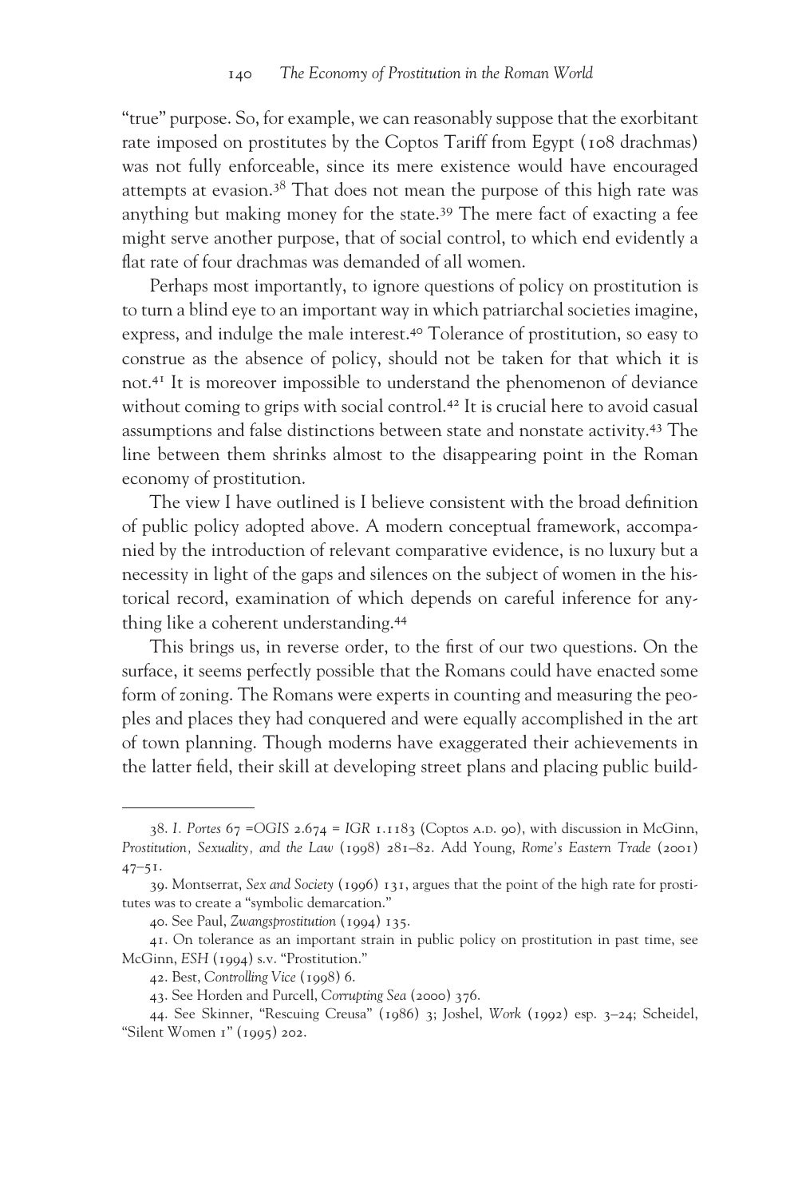"true" purpose. So, for example, we can reasonably suppose that the exorbitant rate imposed on prostitutes by the Coptos Tariff from Egypt (108 drachmas) was not fully enforceable, since its mere existence would have encouraged attempts at evasion.[38] That does not mean the purpose of this high rate was anything but making money for the state.[39] The mere fact of exacting a fee might serve another purpose, that of social control, to which end evidently a flat rate of four drachmas was demanded of all women.

Perhaps most importantly, to ignore questions of policy on prostitution is to turn a blind eye to an important way in which patriarchal societies imagine, express, and indulge the male interest.[40] Tolerance of prostitution, so easy to construe as the absence of policy, should not be taken for that which it is not.[41] It is moreover impossible to understand the phenomenon of deviance without coming to grips with social control.[42] It is crucial here to avoid casual assumptions and false distinctions between state and nonstate activity.[43] The line between them shrinks almost to the disappearing point in the Roman economy of prostitution.

The view I have outlined is I believe consistent with the broad definition of public policy adopted above. A modern conceptual framework, accompanied by the introduction of relevant comparative evidence, is no luxury but a necessity in light of the gaps and silences on the subject of women in the historical record, examination of which depends on careful inference for anything like a coherent understanding.[44]

This brings us, in reverse order, to the first of our two questions. On the surface, it seems perfectly possible that the Romans could have enacted some form of zoning. The Romans were experts in counting and measuring the peoples and places they had conquered and were equally accomplished in the art of town planning. Though moderns have exaggerated their achievements in the latter field, their skill at developing street plans and placing public build-

---

38. *I. Portes* 67 =*OGIS* 2.674 = *IGR* 1.1183 (Coptos A.D. 90), with discussion in McGinn, *Prostitution, Sexuality, and the Law* (1998) 281–82. Add Young, *Rome's Eastern Trade* (2001) 47–51.

39. Montserrat, *Sex and Society* (1996) 131, argues that the point of the high rate for prostitutes was to create a "symbolic demarcation."

40. See Paul, *Zwangsprostitution* (1994) 135.

41. On tolerance as an important strain in public policy on prostitution in past time, see McGinn, *ESH* (1994) s.v. "Prostitution."

42. Best, *Controlling Vice* (1998) 6.

43. See Horden and Purcell, *Corrupting Sea* (2000) 376.

44. See Skinner, "Rescuing Creusa" (1986) 3; Joshel, *Work* (1992) esp. 3–24; Scheidel, "Silent Women 1" (1995) 202.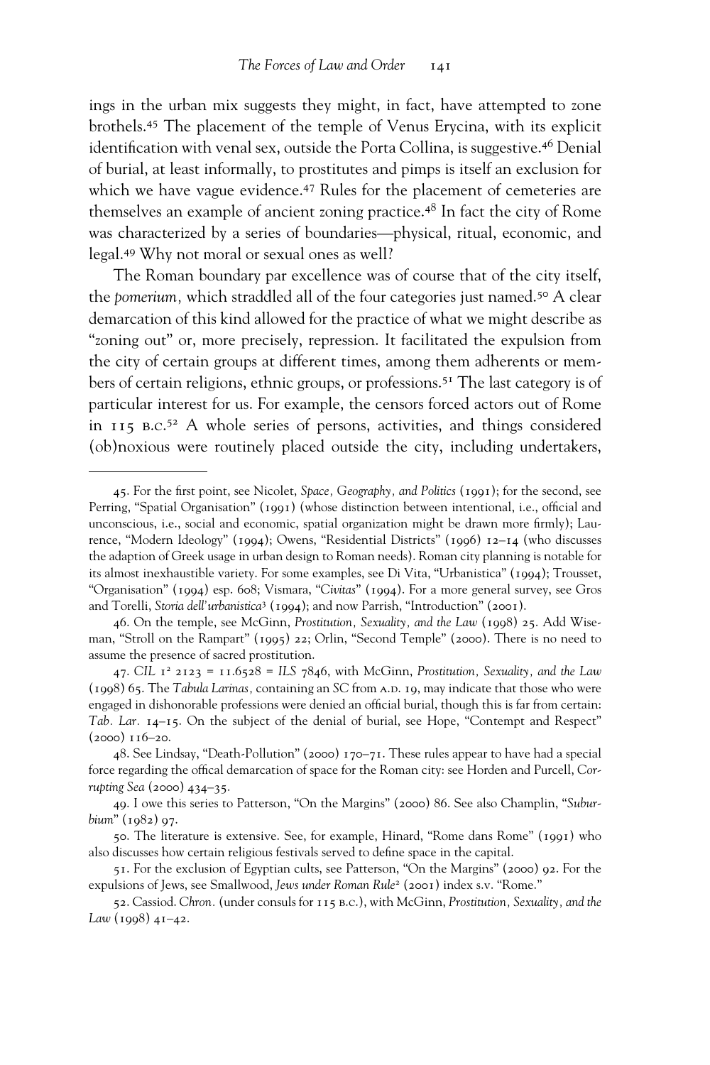ings in the urban mix suggests they might, in fact, have attempted to zone brothels.[45] The placement of the temple of Venus Erycina, with its explicit identification with venal sex, outside the Porta Collina, is suggestive.[46] Denial of burial, at least informally, to prostitutes and pimps is itself an exclusion for which we have vague evidence.[47] Rules for the placement of cemeteries are themselves an example of ancient zoning practice.[48] In fact the city of Rome was characterized by a series of boundaries—physical, ritual, economic, and legal.[49] Why not moral or sexual ones as well?

The Roman boundary par excellence was of course that of the city itself, the *pomerium,* which straddled all of the four categories just named.[50] A clear demarcation of this kind allowed for the practice of what we might describe as "zoning out" or, more precisely, repression. It facilitated the expulsion from the city of certain groups at different times, among them adherents or members of certain religions, ethnic groups, or professions.[51] The last category is of particular interest for us. For example, the censors forced actors out of Rome in 115 B.C.[52] A whole series of persons, activities, and things considered (ob)noxious were routinely placed outside the city, including undertakers,

---

45. For the first point, see Nicolet, *Space, Geography, and Politics* (1991); for the second, see Perring, "Spatial Organisation" (1991) (whose distinction between intentional, i.e., official and unconscious, i.e., social and economic, spatial organization might be drawn more firmly); Laurence, "Modern Ideology" (1994); Owens, "Residential Districts" (1996) 12–14 (who discusses the adaption of Greek usage in urban design to Roman needs). Roman city planning is notable for its almost inexhaustible variety. For some examples, see Di Vita, "Urbanistica" (1994); Trousset, "Organisation" (1994) esp. 608; Vismara, "*Civitas*" (1994). For a more general survey, see Gros and Torelli, *Storia dell'urbanistica*³ (1994); and now Parrish, "Introduction" (2001).

46. On the temple, see McGinn, *Prostitution, Sexuality, and the Law* (1998) 25. Add Wiseman, "Stroll on the Rampart" (1995) 22; Orlin, "Second Temple" (2000). There is no need to assume the presence of sacred prostitution.

47. *CIL* 1² 2123 = 11.6528 = *ILS* 7846, with McGinn, *Prostitution, Sexuality, and the Law* (1998) 65. The *Tabula Larinas,* containing an *SC* from A.D. 19, may indicate that those who were engaged in dishonorable professions were denied an official burial, though this is far from certain: *Tab. Lar.* 14–15. On the subject of the denial of burial, see Hope, "Contempt and Respect" (2000) 116–20.

48. See Lindsay, "Death-Pollution" (2000) 170–71. These rules appear to have had a special force regarding the offical demarcation of space for the Roman city: see Horden and Purcell, *Corrupting Sea* (2000) 434–35.

49. I owe this series to Patterson, "On the Margins" (2000) 86. See also Champlin, "*Suburbium*" (1982) 97.

50. The literature is extensive. See, for example, Hinard, "Rome dans Rome" (1991) who also discusses how certain religious festivals served to define space in the capital.

51. For the exclusion of Egyptian cults, see Patterson, "On the Margins" (2000) 92. For the expulsions of Jews, see Smallwood, *Jews under Roman Rule*² (2001) index s.v. "Rome."

52. Cassiod. *Chron.* (under consuls for 115 B.C.), with McGinn, *Prostitution, Sexuality, and the Law* (1998) 41–42.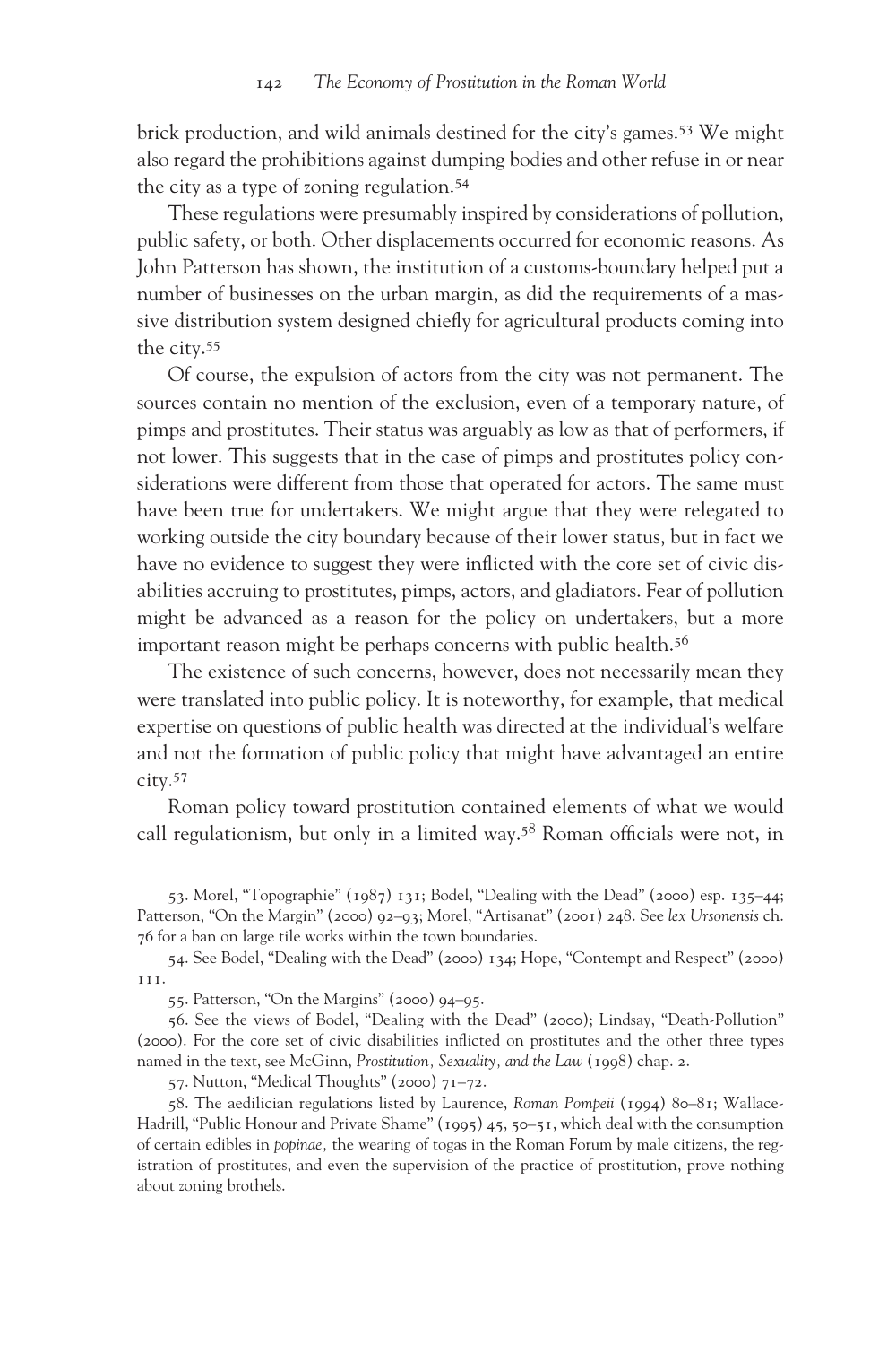brick production, and wild animals destined for the city's games.[53] We might also regard the prohibitions against dumping bodies and other refuse in or near the city as a type of zoning regulation.[54]

These regulations were presumably inspired by considerations of pollution, public safety, or both. Other displacements occurred for economic reasons. As John Patterson has shown, the institution of a customs-boundary helped put a number of businesses on the urban margin, as did the requirements of a massive distribution system designed chiefly for agricultural products coming into the city.[55]

Of course, the expulsion of actors from the city was not permanent. The sources contain no mention of the exclusion, even of a temporary nature, of pimps and prostitutes. Their status was arguably as low as that of performers, if not lower. This suggests that in the case of pimps and prostitutes policy considerations were different from those that operated for actors. The same must have been true for undertakers. We might argue that they were relegated to working outside the city boundary because of their lower status, but in fact we have no evidence to suggest they were inflicted with the core set of civic disabilities accruing to prostitutes, pimps, actors, and gladiators. Fear of pollution might be advanced as a reason for the policy on undertakers, but a more important reason might be perhaps concerns with public health.[56]

The existence of such concerns, however, does not necessarily mean they were translated into public policy. It is noteworthy, for example, that medical expertise on questions of public health was directed at the individual's welfare and not the formation of public policy that might have advantaged an entire city.[57]

Roman policy toward prostitution contained elements of what we would call regulationism, but only in a limited way.[58] Roman officials were not, in

---

53. Morel, "Topographie" (1987) 131; Bodel, "Dealing with the Dead" (2000) esp. 135–44; Patterson, "On the Margin" (2000) 92–93; Morel, "Artisanat" (2001) 248. See *lex Ursonensis* ch. 76 for a ban on large tile works within the town boundaries.

54. See Bodel, "Dealing with the Dead" (2000) 134; Hope, "Contempt and Respect" (2000) 111.

55. Patterson, "On the Margins" (2000) 94–95.

56. See the views of Bodel, "Dealing with the Dead" (2000); Lindsay, "Death-Pollution" (2000). For the core set of civic disabilities inflicted on prostitutes and the other three types named in the text, see McGinn, *Prostitution, Sexuality, and the Law* (1998) chap. 2.

57. Nutton, "Medical Thoughts" (2000) 71–72.

58. The aedilician regulations listed by Laurence, *Roman Pompeii* (1994) 80–81; Wallace-Hadrill, "Public Honour and Private Shame" (1995) 45, 50–51, which deal with the consumption of certain edibles in *popinae,* the wearing of togas in the Roman Forum by male citizens, the registration of prostitutes, and even the supervision of the practice of prostitution, prove nothing about zoning brothels.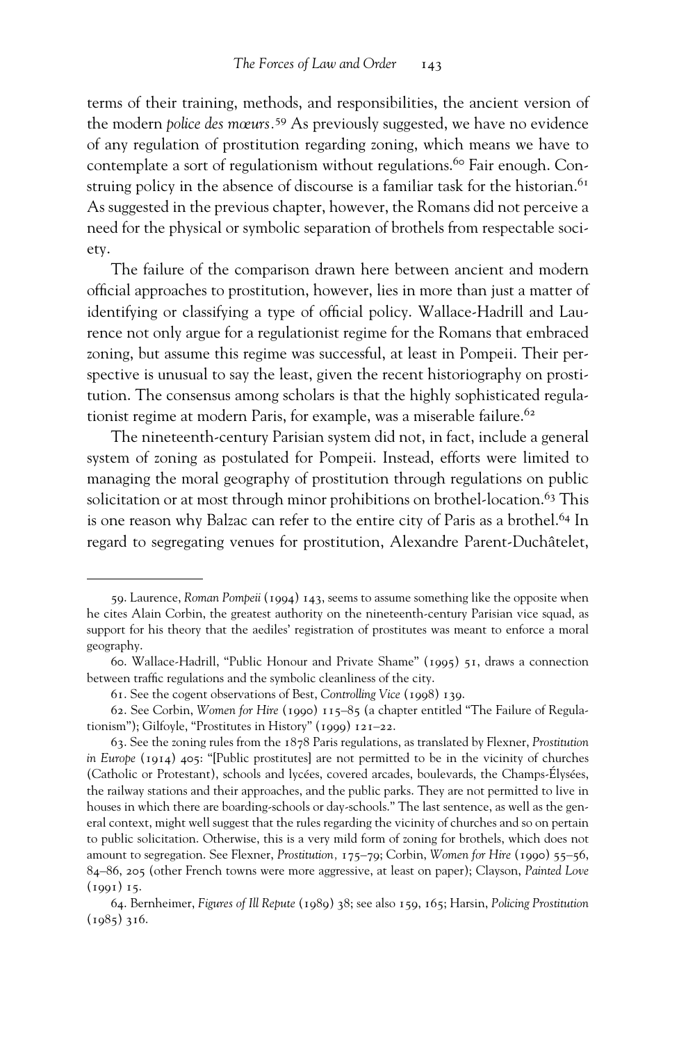terms of their training, methods, and responsibilities, the ancient version of the modern *police des mœurs*.[59] As previously suggested, we have no evidence of any regulation of prostitution regarding zoning, which means we have to contemplate a sort of regulationism without regulations.[60] Fair enough. Construing policy in the absence of discourse is a familiar task for the historian.[61] As suggested in the previous chapter, however, the Romans did not perceive a need for the physical or symbolic separation of brothels from respectable society.

The failure of the comparison drawn here between ancient and modern official approaches to prostitution, however, lies in more than just a matter of identifying or classifying a type of official policy. Wallace-Hadrill and Laurence not only argue for a regulationist regime for the Romans that embraced zoning, but assume this regime was successful, at least in Pompeii. Their perspective is unusual to say the least, given the recent historiography on prostitution. The consensus among scholars is that the highly sophisticated regulationist regime at modern Paris, for example, was a miserable failure.[62]

The nineteenth-century Parisian system did not, in fact, include a general system of zoning as postulated for Pompeii. Instead, efforts were limited to managing the moral geography of prostitution through regulations on public solicitation or at most through minor prohibitions on brothel-location.[63] This is one reason why Balzac can refer to the entire city of Paris as a brothel.[64] In regard to segregating venues for prostitution, Alexandre Parent-Duchâtelet,

---

59. Laurence, *Roman Pompeii* (1994) 143, seems to assume something like the opposite when he cites Alain Corbin, the greatest authority on the nineteenth-century Parisian vice squad, as support for his theory that the aediles' registration of prostitutes was meant to enforce a moral geography.

60. Wallace-Hadrill, "Public Honour and Private Shame" (1995) 51, draws a connection between traffic regulations and the symbolic cleanliness of the city.

61. See the cogent observations of Best, *Controlling Vice* (1998) 139.

62. See Corbin, *Women for Hire* (1990) 115–85 (a chapter entitled "The Failure of Regulationism"); Gilfoyle, "Prostitutes in History" (1999) 121–22.

63. See the zoning rules from the 1878 Paris regulations, as translated by Flexner, *Prostitution in Europe* (1914) 405: "[Public prostitutes] are not permitted to be in the vicinity of churches (Catholic or Protestant), schools and lycées, covered arcades, boulevards, the Champs-Élysées, the railway stations and their approaches, and the public parks. They are not permitted to live in houses in which there are boarding-schools or day-schools." The last sentence, as well as the general context, might well suggest that the rules regarding the vicinity of churches and so on pertain to public solicitation. Otherwise, this is a very mild form of zoning for brothels, which does not amount to segregation. See Flexner, *Prostitution*, 175–79; Corbin, *Women for Hire* (1990) 55–56, 84–86, 205 (other French towns were more aggressive, at least on paper); Clayson, *Painted Love* (1991) 15.

64. Bernheimer, *Figures of Ill Repute* (1989) 38; see also 159, 165; Harsin, *Policing Prostitution* (1985) 316.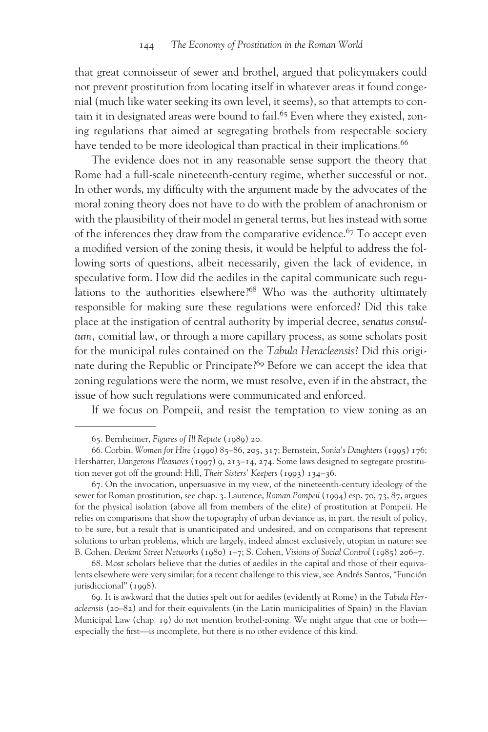that great connoisseur of sewer and brothel, argued that policymakers could not prevent prostitution from locating itself in whatever areas it found congenial (much like water seeking its own level, it seems), so that attempts to contain it in designated areas were bound to fail.[65] Even where they existed, zoning regulations that aimed at segregating brothels from respectable society have tended to be more ideological than practical in their implications.[66]

The evidence does not in any reasonable sense support the theory that Rome had a full-scale nineteenth-century regime, whether successful or not. In other words, my difficulty with the argument made by the advocates of the moral zoning theory does not have to do with the problem of anachronism or with the plausibility of their model in general terms, but lies instead with some of the inferences they draw from the comparative evidence.[67] To accept even a modified version of the zoning thesis, it would be helpful to address the following sorts of questions, albeit necessarily, given the lack of evidence, in speculative form. How did the aediles in the capital communicate such regulations to the authorities elsewhere?[68] Who was the authority ultimately responsible for making sure these regulations were enforced? Did this take place at the instigation of central authority by imperial decree, *senatus consultum,* comitial law, or through a more capillary process, as some scholars posit for the municipal rules contained on the *Tabula Heracleensis*? Did this originate during the Republic or Principate?[69] Before we can accept the idea that zoning regulations were the norm, we must resolve, even if in the abstract, the issue of how such regulations were communicated and enforced.

If we focus on Pompeii, and resist the temptation to view zoning as an

---

65. Bernheimer, *Figures of Ill Repute* (1989) 20.

66. Corbin, *Women for Hire* (1990) 85–86, 205, 317; Bernstein, *Sonia's Daughters* (1995) 176; Hershatter, *Dangerous Pleasures* (1997) 9, 213–14, 274. Some laws designed to segregate prostitution never got off the ground: Hill, *Their Sisters' Keepers* (1993) 134–36.

67. On the invocation, unpersuasive in my view, of the nineteenth-century ideology of the sewer for Roman prostitution, see chap. 3. Laurence, *Roman Pompeii* (1994) esp. 70, 73, 87, argues for the physical isolation (above all from members of the elite) of prostitution at Pompeii. He relies on comparisons that show the topography of urban deviance as, in part, the result of policy, to be sure, but a result that is unanticipated and undesired, and on comparisons that represent solutions to urban problems, which are largely, indeed almost exclusively, utopian in nature: see B. Cohen, *Deviant Street Networks* (1980) 1–7; S. Cohen, *Visions of Social Control* (1985) 206–7.

68. Most scholars believe that the duties of aediles in the capital and those of their equivalents elsewhere were very similar; for a recent challenge to this view, see Andrés Santos, "Función jurisdiccional" (1998).

69. It is awkward that the duties spelt out for aediles (evidently at Rome) in the *Tabula Heracleensis* (20–82) and for their equivalents (in the Latin municipalities of Spain) in the Flavian Municipal Law (chap. 19) do not mention brothel-zoning. We might argue that one or both—especially the first—is incomplete, but there is no other evidence of this kind.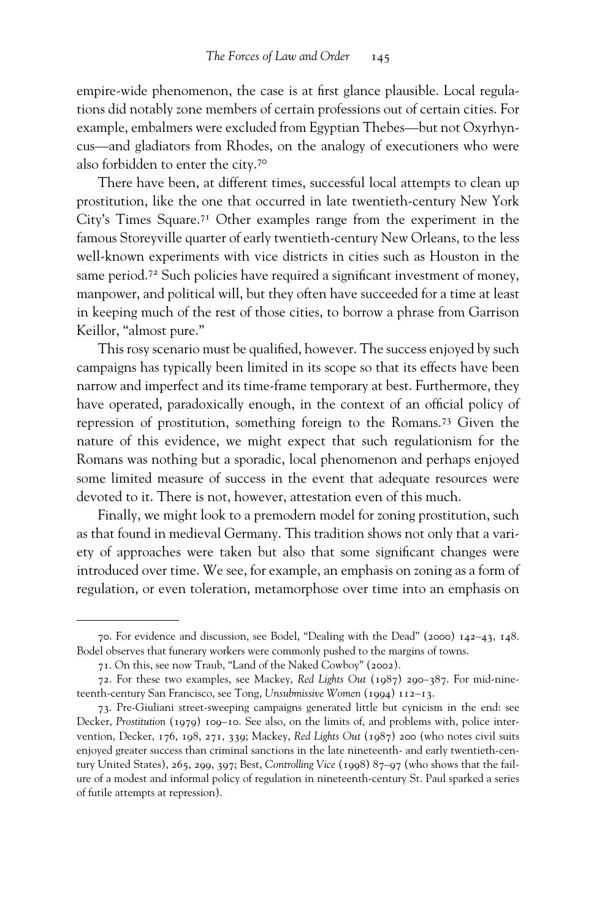empire-wide phenomenon, the case is at first glance plausible. Local regulations did notably zone members of certain professions out of certain cities. For example, embalmers were excluded from Egyptian Thebes—but not Oxyrhyncus—and gladiators from Rhodes, on the analogy of executioners who were also forbidden to enter the city.[70]

There have been, at different times, successful local attempts to clean up prostitution, like the one that occurred in late twentieth-century New York City's Times Square.[71] Other examples range from the experiment in the famous Storeyville quarter of early twentieth-century New Orleans, to the less well-known experiments with vice districts in cities such as Houston in the same period.[72] Such policies have required a significant investment of money, manpower, and political will, but they often have succeeded for a time at least in keeping much of the rest of those cities, to borrow a phrase from Garrison Keillor, "almost pure."

This rosy scenario must be qualified, however. The success enjoyed by such campaigns has typically been limited in its scope so that its effects have been narrow and imperfect and its time-frame temporary at best. Furthermore, they have operated, paradoxically enough, in the context of an official policy of repression of prostitution, something foreign to the Romans.[73] Given the nature of this evidence, we might expect that such regulationism for the Romans was nothing but a sporadic, local phenomenon and perhaps enjoyed some limited measure of success in the event that adequate resources were devoted to it. There is not, however, attestation even of this much.

Finally, we might look to a premodern model for zoning prostitution, such as that found in medieval Germany. This tradition shows not only that a variety of approaches were taken but also that some significant changes were introduced over time. We see, for example, an emphasis on zoning as a form of regulation, or even toleration, metamorphose over time into an emphasis on

---

70. For evidence and discussion, see Bodel, "Dealing with the Dead" (2000) 142–43, 148. Bodel observes that funerary workers were commonly pushed to the margins of towns.

71. On this, see now Traub, "Land of the Naked Cowboy" (2002).

72. For these two examples, see Mackey, *Red Lights Out* (1987) 290–387. For mid-nineteenth-century San Francisco, see Tong, *Unsubmissive Women* (1994) 112–13.

73. Pre-Giuliani street-sweeping campaigns generated little but cynicism in the end: see Decker, *Prostitution* (1979) 109–10. See also, on the limits of, and problems with, police intervention, Decker, 176, 198, 271, 339; Mackey, *Red Lights Out* (1987) 200 (who notes civil suits enjoyed greater success than criminal sanctions in the late nineteenth- and early twentieth-century United States), 265, 299, 397; Best, *Controlling Vice* (1998) 87–97 (who shows that the failure of a modest and informal policy of regulation in nineteenth-century St. Paul sparked a series of futile attempts at repression).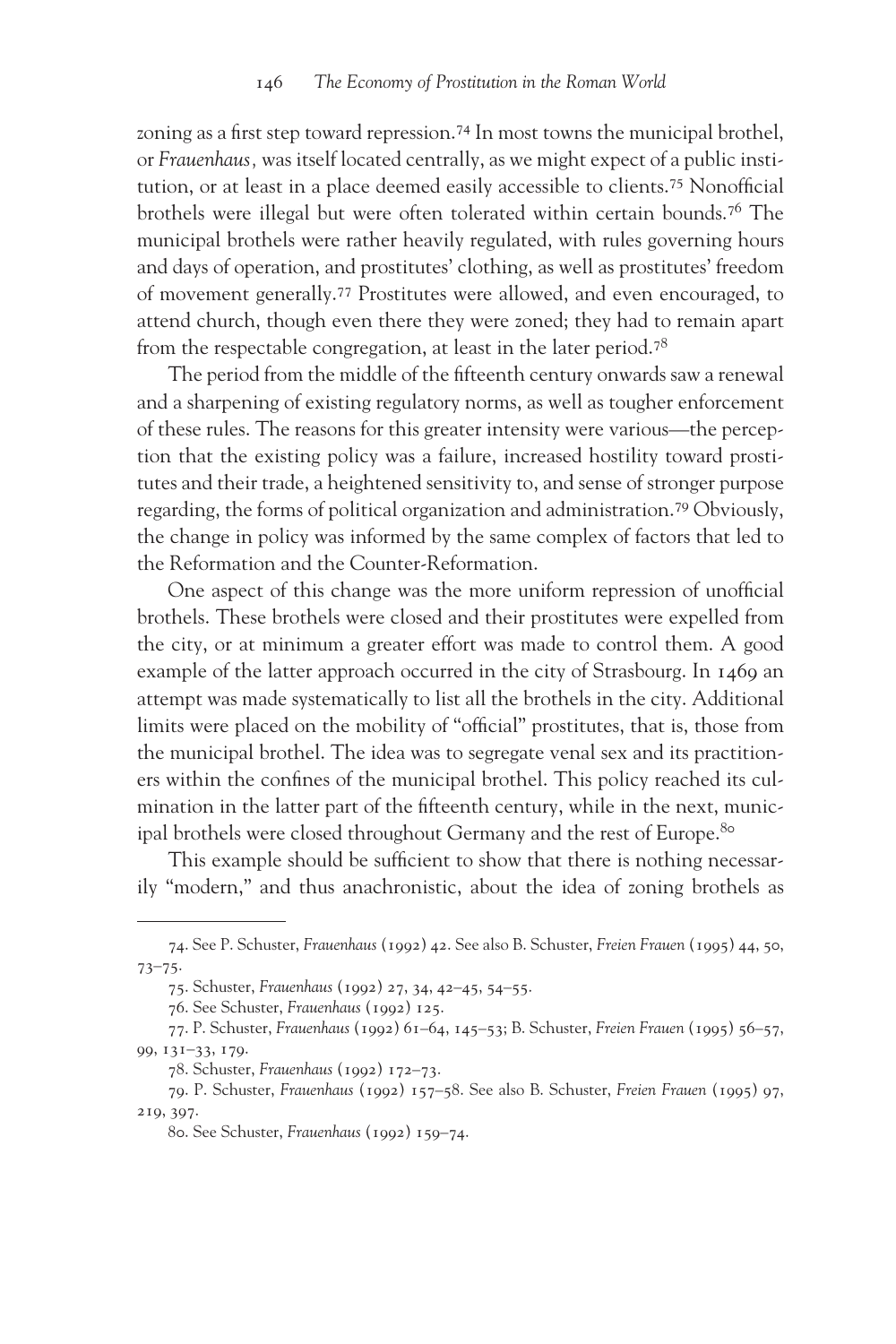zoning as a first step toward repression.[74] In most towns the municipal brothel, or *Frauenhaus,* was itself located centrally, as we might expect of a public institution, or at least in a place deemed easily accessible to clients.[75] Nonofficial brothels were illegal but were often tolerated within certain bounds.[76] The municipal brothels were rather heavily regulated, with rules governing hours and days of operation, and prostitutes' clothing, as well as prostitutes' freedom of movement generally.[77] Prostitutes were allowed, and even encouraged, to attend church, though even there they were zoned; they had to remain apart from the respectable congregation, at least in the later period.[78]

The period from the middle of the fifteenth century onwards saw a renewal and a sharpening of existing regulatory norms, as well as tougher enforcement of these rules. The reasons for this greater intensity were various—the perception that the existing policy was a failure, increased hostility toward prostitutes and their trade, a heightened sensitivity to, and sense of stronger purpose regarding, the forms of political organization and administration.[79] Obviously, the change in policy was informed by the same complex of factors that led to the Reformation and the Counter-Reformation.

One aspect of this change was the more uniform repression of unofficial brothels. These brothels were closed and their prostitutes were expelled from the city, or at minimum a greater effort was made to control them. A good example of the latter approach occurred in the city of Strasbourg. In 1469 an attempt was made systematically to list all the brothels in the city. Additional limits were placed on the mobility of "official" prostitutes, that is, those from the municipal brothel. The idea was to segregate venal sex and its practitioners within the confines of the municipal brothel. This policy reached its culmination in the latter part of the fifteenth century, while in the next, municipal brothels were closed throughout Germany and the rest of Europe.[80]

This example should be sufficient to show that there is nothing necessarily "modern," and thus anachronistic, about the idea of zoning brothels as

---

74. See P. Schuster, *Frauenhaus* (1992) 42. See also B. Schuster, *Freien Frauen* (1995) 44, 50, 73–75.

75. Schuster, *Frauenhaus* (1992) 27, 34, 42–45, 54–55.

76. See Schuster, *Frauenhaus* (1992) 125.

77. P. Schuster, *Frauenhaus* (1992) 61–64, 145–53; B. Schuster, *Freien Frauen* (1995) 56–57, 99, 131–33, 179.

78. Schuster, *Frauenhaus* (1992) 172–73.

79. P. Schuster, *Frauenhaus* (1992) 157–58. See also B. Schuster, *Freien Frauen* (1995) 97, 219, 397.

80. See Schuster, *Frauenhaus* (1992) 159–74.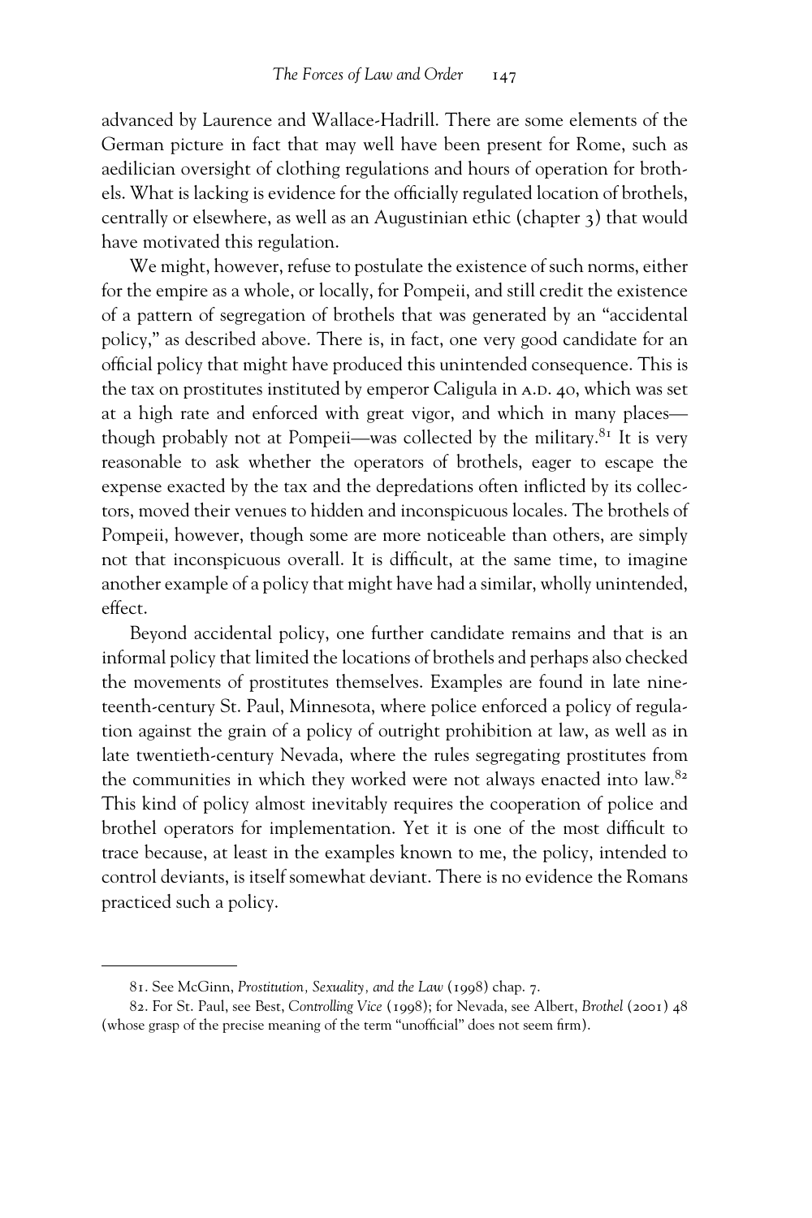advanced by Laurence and Wallace-Hadrill. There are some elements of the German picture in fact that may well have been present for Rome, such as aedilician oversight of clothing regulations and hours of operation for brothels. What is lacking is evidence for the officially regulated location of brothels, centrally or elsewhere, as well as an Augustinian ethic (chapter 3) that would have motivated this regulation.

We might, however, refuse to postulate the existence of such norms, either for the empire as a whole, or locally, for Pompeii, and still credit the existence of a pattern of segregation of brothels that was generated by an "accidental policy," as described above. There is, in fact, one very good candidate for an official policy that might have produced this unintended consequence. This is the tax on prostitutes instituted by emperor Caligula in A.D. 40, which was set at a high rate and enforced with great vigor, and which in many places—though probably not at Pompeii—was collected by the military.[81] It is very reasonable to ask whether the operators of brothels, eager to escape the expense exacted by the tax and the depredations often inflicted by its collectors, moved their venues to hidden and inconspicuous locales. The brothels of Pompeii, however, though some are more noticeable than others, are simply not that inconspicuous overall. It is difficult, at the same time, to imagine another example of a policy that might have had a similar, wholly unintended, effect.

Beyond accidental policy, one further candidate remains and that is an informal policy that limited the locations of brothels and perhaps also checked the movements of prostitutes themselves. Examples are found in late nineteenth-century St. Paul, Minnesota, where police enforced a policy of regulation against the grain of a policy of outright prohibition at law, as well as in late twentieth-century Nevada, where the rules segregating prostitutes from the communities in which they worked were not always enacted into law.[82] This kind of policy almost inevitably requires the cooperation of police and brothel operators for implementation. Yet it is one of the most difficult to trace because, at least in the examples known to me, the policy, intended to control deviants, is itself somewhat deviant. There is no evidence the Romans practiced such a policy.

---

81. See McGinn, *Prostitution, Sexuality, and the Law* (1998) chap. 7.

82. For St. Paul, see Best, *Controlling Vice* (1998); for Nevada, see Albert, *Brothel* (2001) 48 (whose grasp of the precise meaning of the term "unofficial" does not seem firm).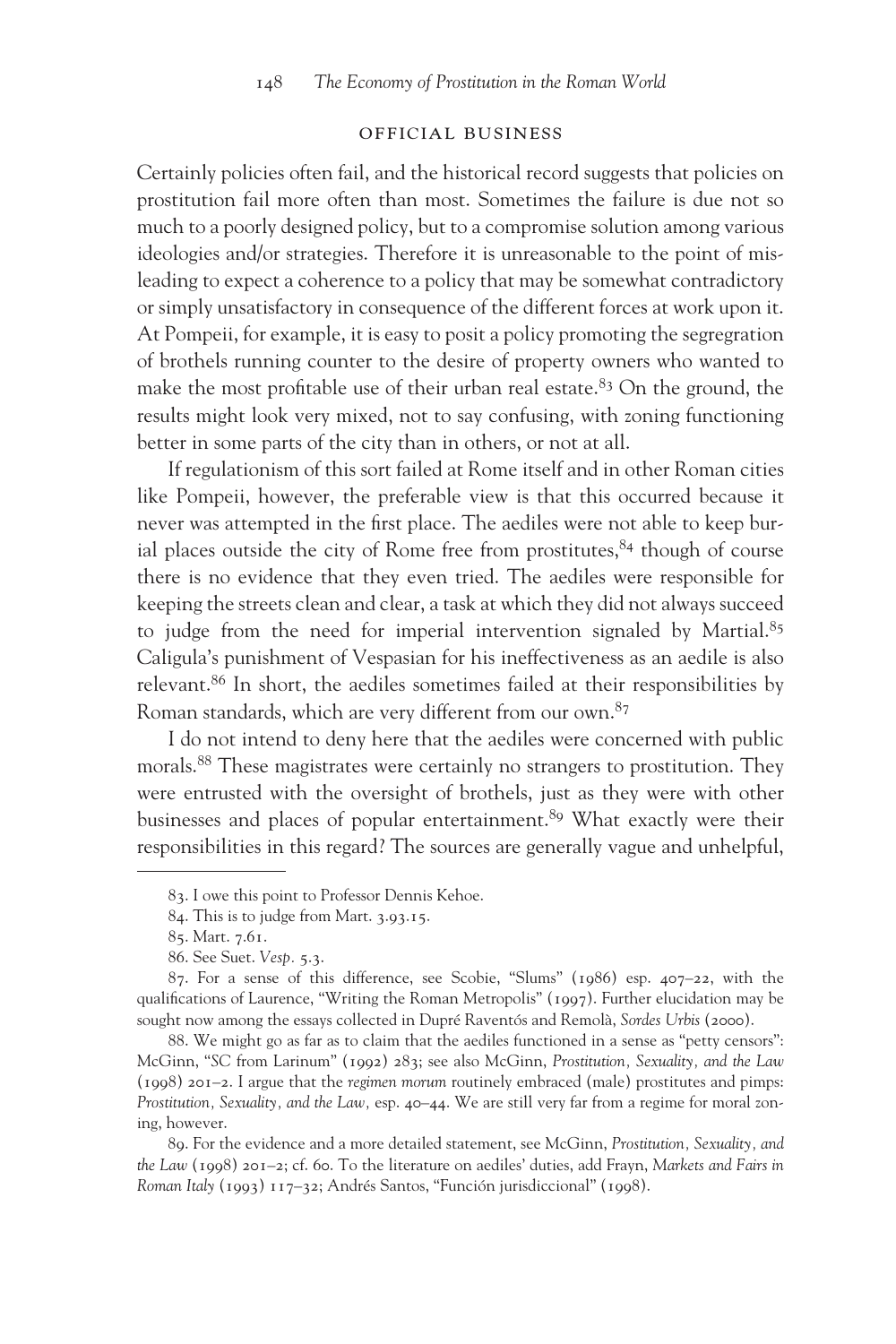## OFFICIAL BUSINESS

Certainly policies often fail, and the historical record suggests that policies on prostitution fail more often than most. Sometimes the failure is due not so much to a poorly designed policy, but to a compromise solution among various ideologies and/or strategies. Therefore it is unreasonable to the point of misleading to expect a coherence to a policy that may be somewhat contradictory or simply unsatisfactory in consequence of the different forces at work upon it. At Pompeii, for example, it is easy to posit a policy promoting the segregration of brothels running counter to the desire of property owners who wanted to make the most profitable use of their urban real estate.[83] On the ground, the results might look very mixed, not to say confusing, with zoning functioning better in some parts of the city than in others, or not at all.

If regulationism of this sort failed at Rome itself and in other Roman cities like Pompeii, however, the preferable view is that this occurred because it never was attempted in the first place. The aediles were not able to keep burial places outside the city of Rome free from prostitutes,[84] though of course there is no evidence that they even tried. The aediles were responsible for keeping the streets clean and clear, a task at which they did not always succeed to judge from the need for imperial intervention signaled by Martial.[85] Caligula's punishment of Vespasian for his ineffectiveness as an aedile is also relevant.[86] In short, the aediles sometimes failed at their responsibilities by Roman standards, which are very different from our own.[87]

I do not intend to deny here that the aediles were concerned with public morals.[88] These magistrates were certainly no strangers to prostitution. They were entrusted with the oversight of brothels, just as they were with other businesses and places of popular entertainment.[89] What exactly were their responsibilities in this regard? The sources are generally vague and unhelpful,

---

83. I owe this point to Professor Dennis Kehoe.

84. This is to judge from Mart. 3.93.15.

85. Mart. 7.61.

86. See Suet. *Vesp.* 5.3.

87. For a sense of this difference, see Scobie, "Slums" (1986) esp. 407–22, with the qualifications of Laurence, "Writing the Roman Metropolis" (1997). Further elucidation may be sought now among the essays collected in Dupré Raventós and Remolà, *Sordes Urbis* (2000).

88. We might go as far as to claim that the aediles functioned in a sense as "petty censors": McGinn, "*SC* from Larinum" (1992) 283; see also McGinn, *Prostitution, Sexuality, and the Law* (1998) 201–2. I argue that the *regimen morum* routinely embraced (male) prostitutes and pimps: *Prostitution, Sexuality, and the Law,* esp. 40–44. We are still very far from a regime for moral zoning, however.

89. For the evidence and a more detailed statement, see McGinn, *Prostitution, Sexuality, and the Law* (1998) 201–2; cf. 60. To the literature on aediles' duties, add Frayn, *Markets and Fairs in Roman Italy* (1993) 117–32; Andrés Santos, "Función jurisdiccional" (1998).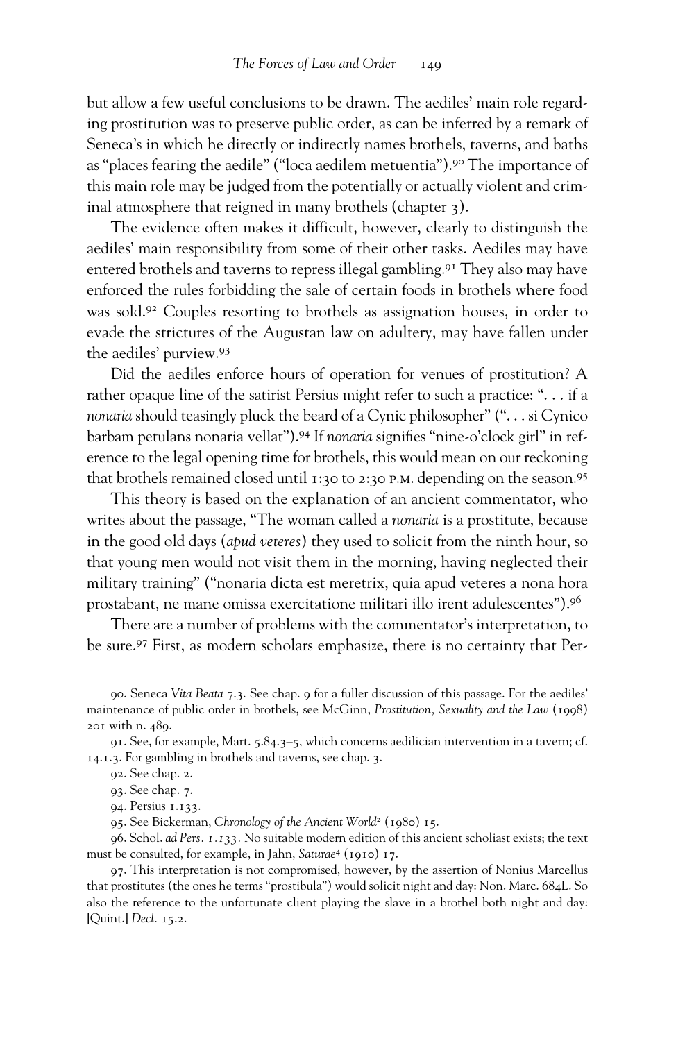but allow a few useful conclusions to be drawn. The aediles' main role regarding prostitution was to preserve public order, as can be inferred by a remark of Seneca's in which he directly or indirectly names brothels, taverns, and baths as "places fearing the aedile" ("loca aedilem metuentia").[90] The importance of this main role may be judged from the potentially or actually violent and criminal atmosphere that reigned in many brothels (chapter 3).

The evidence often makes it difficult, however, clearly to distinguish the aediles' main responsibility from some of their other tasks. Aediles may have entered brothels and taverns to repress illegal gambling.[91] They also may have enforced the rules forbidding the sale of certain foods in brothels where food was sold.[92] Couples resorting to brothels as assignation houses, in order to evade the strictures of the Augustan law on adultery, may have fallen under the aediles' purview.[93]

Did the aediles enforce hours of operation for venues of prostitution? A rather opaque line of the satirist Persius might refer to such a practice: ". . . if a *nonaria* should teasingly pluck the beard of a Cynic philosopher" (". . . si Cynico barbam petulans nonaria vellat").[94] If *nonaria* signifies "nine-o'clock girl" in reference to the legal opening time for brothels, this would mean on our reckoning that brothels remained closed until 1:30 to 2:30 P.M. depending on the season.[95]

This theory is based on the explanation of an ancient commentator, who writes about the passage, "The woman called a *nonaria* is a prostitute, because in the good old days (*apud veteres*) they used to solicit from the ninth hour, so that young men would not visit them in the morning, having neglected their military training" ("nonaria dicta est meretrix, quia apud veteres a nona hora prostabant, ne mane omissa exercitatione militari illo irent adulescentes").[96]

There are a number of problems with the commentator's interpretation, to be sure.[97] First, as modern scholars emphasize, there is no certainty that Per-

---

90. Seneca *Vita Beata* 7.3. See chap. 9 for a fuller discussion of this passage. For the aediles' maintenance of public order in brothels, see McGinn, *Prostitution, Sexuality and the Law* (1998) 201 with n. 489.

91. See, for example, Mart. 5.84.3–5, which concerns aedilician intervention in a tavern; cf. 14.1.3. For gambling in brothels and taverns, see chap. 3.

92. See chap. 2.

93. See chap. 7.

94. Persius 1.133.

95. See Bickerman, *Chronology of the Ancient World*[2] (1980) 15.

96. Schol. *ad Pers. 1.133*. No suitable modern edition of this ancient scholiast exists; the text must be consulted, for example, in Jahn, *Saturae*[4] (1910) 17.

97. This interpretation is not compromised, however, by the assertion of Nonius Marcellus that prostitutes (the ones he terms "prostibula") would solicit night and day: Non. Marc. 684L. So also the reference to the unfortunate client playing the slave in a brothel both night and day: [Quint.] *Decl.* 15.2.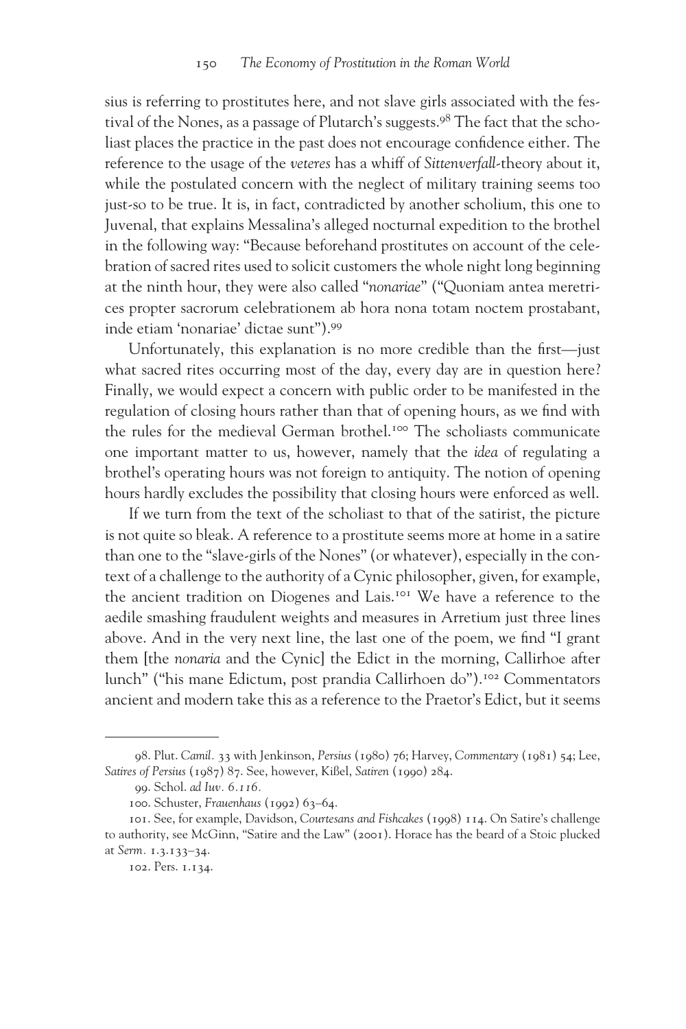sius is referring to prostitutes here, and not slave girls associated with the festival of the Nones, as a passage of Plutarch's suggests.[98] The fact that the scholiast places the practice in the past does not encourage confidence either. The reference to the usage of the *veteres* has a whiff of *Sittenverfall*-theory about it, while the postulated concern with the neglect of military training seems too just-so to be true. It is, in fact, contradicted by another scholium, this one to Juvenal, that explains Messalina's alleged nocturnal expedition to the brothel in the following way: "Because beforehand prostitutes on account of the celebration of sacred rites used to solicit customers the whole night long beginning at the ninth hour, they were also called "*nonariae*" ("Quoniam antea meretrices propter sacrorum celebrationem ab hora nona totam noctem prostabant, inde etiam 'nonariae' dictae sunt").[99]

Unfortunately, this explanation is no more credible than the first—just what sacred rites occurring most of the day, every day are in question here? Finally, we would expect a concern with public order to be manifested in the regulation of closing hours rather than that of opening hours, as we find with the rules for the medieval German brothel.[100] The scholiasts communicate one important matter to us, however, namely that the *idea* of regulating a brothel's operating hours was not foreign to antiquity. The notion of opening hours hardly excludes the possibility that closing hours were enforced as well.

If we turn from the text of the scholiast to that of the satirist, the picture is not quite so bleak. A reference to a prostitute seems more at home in a satire than one to the "slave-girls of the Nones" (or whatever), especially in the context of a challenge to the authority of a Cynic philosopher, given, for example, the ancient tradition on Diogenes and Lais.[101] We have a reference to the aedile smashing fraudulent weights and measures in Arretium just three lines above. And in the very next line, the last one of the poem, we find "I grant them [the *nonaria* and the Cynic] the Edict in the morning, Callirhoe after lunch" ("his mane Edictum, post prandia Callirhoen do").[102] Commentators ancient and modern take this as a reference to the Praetor's Edict, but it seems

98. Plut. *Camil.* 33 with Jenkinson, *Persius* (1980) 76; Harvey, *Commentary* (1981) 54; Lee, *Satires of Persius* (1987) 87. See, however, Kißel, *Satiren* (1990) 284.

99. Schol. *ad Iuv. 6.116.*

100. Schuster, *Frauenhaus* (1992) 63–64.

101. See, for example, Davidson, *Courtesans and Fishcakes* (1998) 114. On Satire's challenge to authority, see McGinn, "Satire and the Law" (2001). Horace has the beard of a Stoic plucked at *Serm.* 1.3.133–34.

102. Pers. 1.134.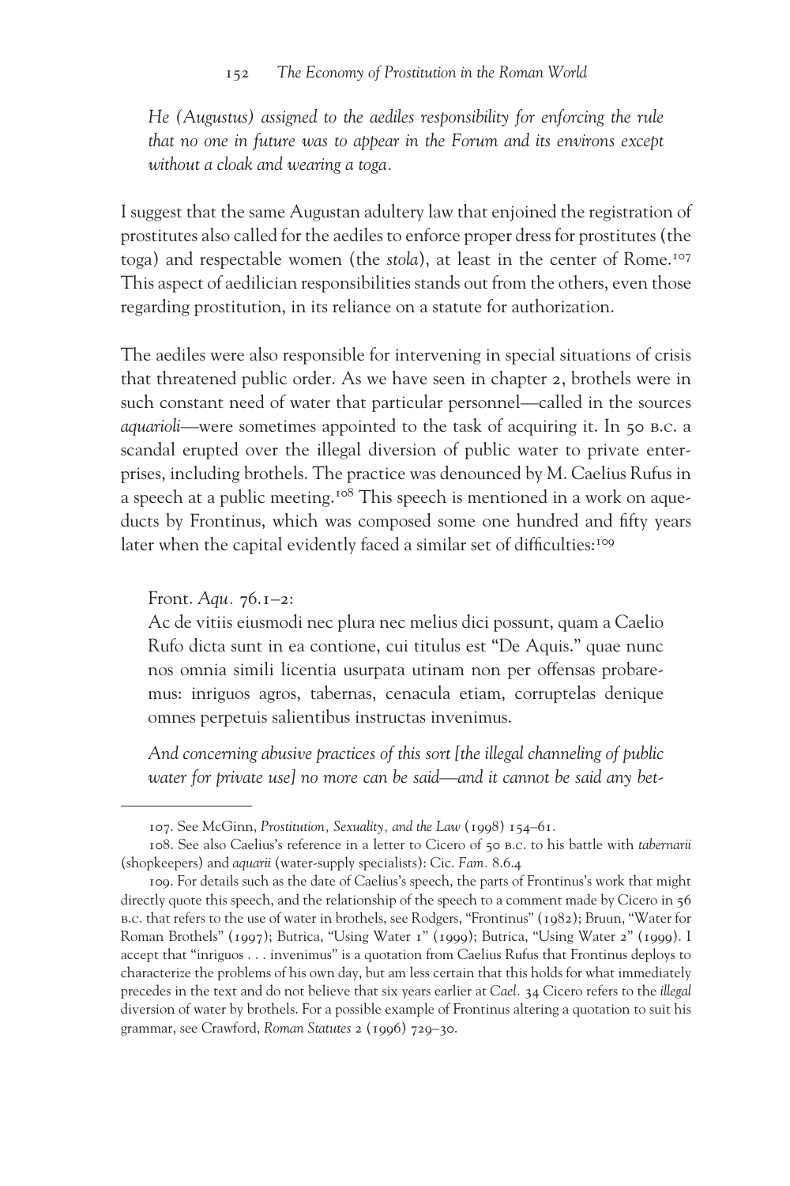*He (Augustus) assigned to the aediles responsibility for enforcing the rule that no one in future was to appear in the Forum and its environs except without a cloak and wearing a toga.*

I suggest that the same Augustan adultery law that enjoined the registration of prostitutes also called for the aediles to enforce proper dress for prostitutes (the toga) and respectable women (the *stola*), at least in the center of Rome.[107] This aspect of aedilician responsibilities stands out from the others, even those regarding prostitution, in its reliance on a statute for authorization.

The aediles were also responsible for intervening in special situations of crisis that threatened public order. As we have seen in chapter 2, brothels were in such constant need of water that particular personnel—called in the sources *aquarioli*—were sometimes appointed to the task of acquiring it. In 50 B.C. a scandal erupted over the illegal diversion of public water to private enterprises, including brothels. The practice was denounced by M. Caelius Rufus in a speech at a public meeting.[108] This speech is mentioned in a work on aqueducts by Frontinus, which was composed some one hundred and fifty years later when the capital evidently faced a similar set of difficulties:[109]

Front. *Aqu.* 76.1–2:
Ac de vitiis eiusmodi nec plura nec melius dici possunt, quam a Caelio Rufo dicta sunt in ea contione, cui titulus est "De Aquis." quae nunc nos omnia simili licentia usurpata utinam non per offensas probaremus: inriguos agros, tabernas, cenacula etiam, corruptelas denique omnes perpetuis salientibus instructas invenimus.

*And concerning abusive practices of this sort [the illegal channeling of public water for private use] no more can be said—and it cannot be said any bet-*

---

107. See McGinn, *Prostitution, Sexuality, and the Law* (1998) 154–61.

108. See also Caelius's reference in a letter to Cicero of 50 B.C. to his battle with *tabernarii* (shopkeepers) and *aquarii* (water-supply specialists): Cic. *Fam.* 8.6.4

109. For details such as the date of Caelius's speech, the parts of Frontinus's work that might directly quote this speech, and the relationship of the speech to a comment made by Cicero in 56 B.C. that refers to the use of water in brothels, see Rodgers, "Frontinus" (1982); Bruun, "Water for Roman Brothels" (1997); Butrica, "Using Water 1" (1999); Butrica, "Using Water 2" (1999). I accept that "inriguos . . . invenimus" is a quotation from Caelius Rufus that Frontinus deploys to characterize the problems of his own day, but am less certain that this holds for what immediately precedes in the text and do not believe that six years earlier at *Cael.* 34 Cicero refers to the *illegal* diversion of water by brothels. For a possible example of Frontinus altering a quotation to suit his grammar, see Crawford, *Roman Statutes* 2 (1996) 729–30.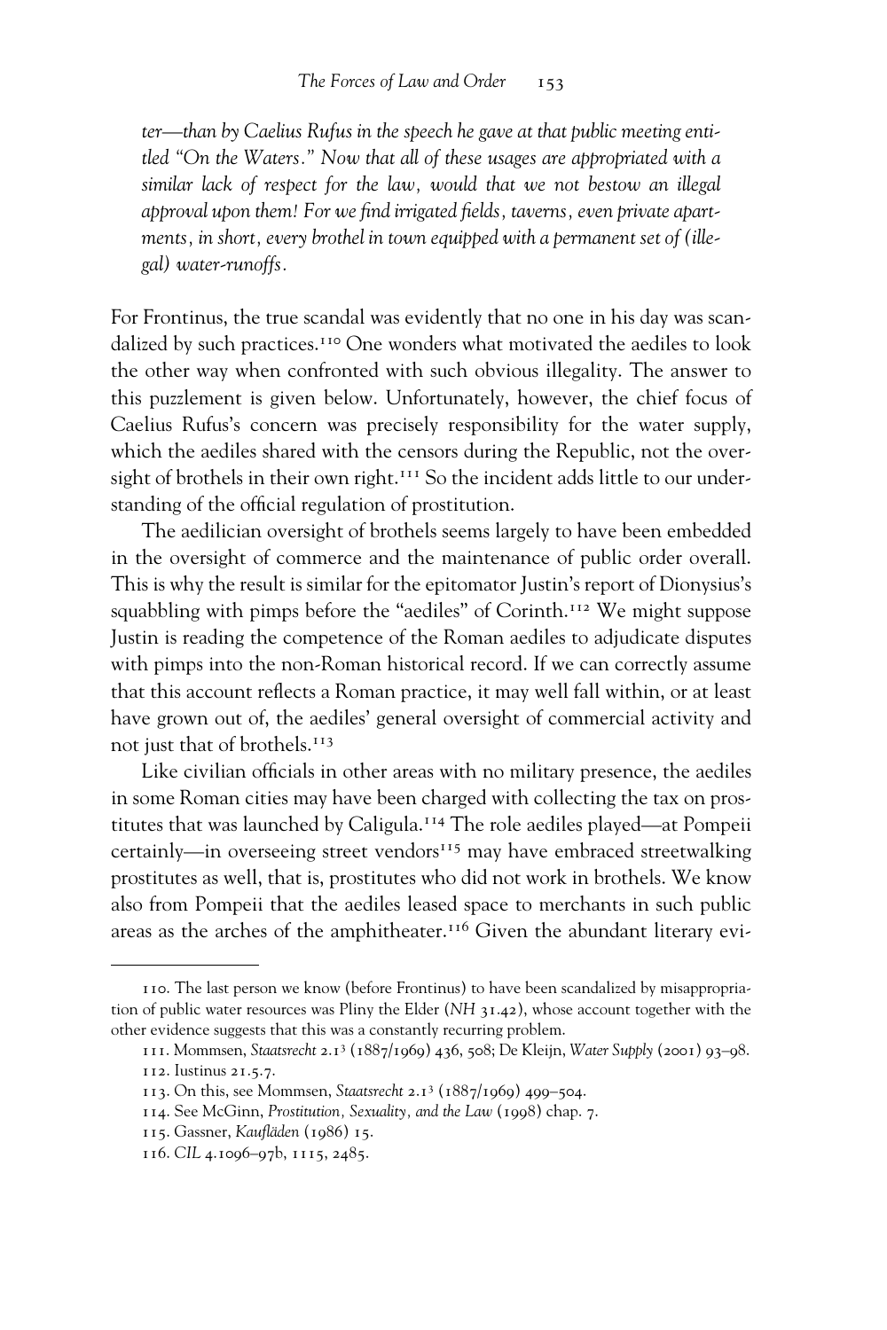*ter—than by Caelius Rufus in the speech he gave at that public meeting entitled "On the Waters." Now that all of these usages are appropriated with a similar lack of respect for the law, would that we not bestow an illegal approval upon them! For we find irrigated fields, taverns, even private apartments, in short, every brothel in town equipped with a permanent set of (illegal) water-runoffs.*

For Frontinus, the true scandal was evidently that no one in his day was scandalized by such practices.[110] One wonders what motivated the aediles to look the other way when confronted with such obvious illegality. The answer to this puzzlement is given below. Unfortunately, however, the chief focus of Caelius Rufus's concern was precisely responsibility for the water supply, which the aediles shared with the censors during the Republic, not the oversight of brothels in their own right.[111] So the incident adds little to our understanding of the official regulation of prostitution.

The aedilician oversight of brothels seems largely to have been embedded in the oversight of commerce and the maintenance of public order overall. This is why the result is similar for the epitomator Justin's report of Dionysius's squabbling with pimps before the "aediles" of Corinth.[112] We might suppose Justin is reading the competence of the Roman aediles to adjudicate disputes with pimps into the non-Roman historical record. If we can correctly assume that this account reflects a Roman practice, it may well fall within, or at least have grown out of, the aediles' general oversight of commercial activity and not just that of brothels.[113]

Like civilian officials in other areas with no military presence, the aediles in some Roman cities may have been charged with collecting the tax on prostitutes that was launched by Caligula.[114] The role aediles played—at Pompeii certainly—in overseeing street vendors[115] may have embraced streetwalking prostitutes as well, that is, prostitutes who did not work in brothels. We know also from Pompeii that the aediles leased space to merchants in such public areas as the arches of the amphitheater.[116] Given the abundant literary evi-

---

110. The last person we know (before Frontinus) to have been scandalized by misappropriation of public water resources was Pliny the Elder (*NH* 31.42), whose account together with the other evidence suggests that this was a constantly recurring problem.

111. Mommsen, *Staatsrecht* 2.1³ (1887/1969) 436, 508; De Kleijn, *Water Supply* (2001) 93–98.

112. Iustinus 21.5.7.

113. On this, see Mommsen, *Staatsrecht* 2.1³ (1887/1969) 499–504.

114. See McGinn, *Prostitution, Sexuality, and the Law* (1998) chap. 7.

115. Gassner, *Kaufläden* (1986) 15.

116. *CIL* 4.1096–97b, 1115, 2485.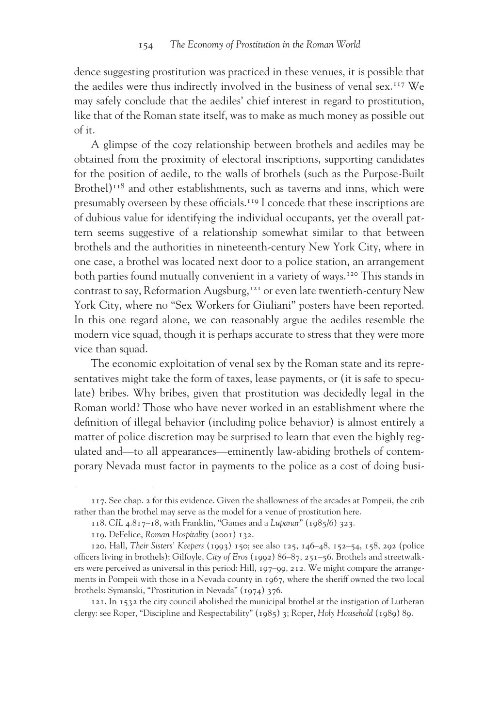dence suggesting prostitution was practiced in these venues, it is possible that the aediles were thus indirectly involved in the business of venal sex.[117] We may safely conclude that the aediles' chief interest in regard to prostitution, like that of the Roman state itself, was to make as much money as possible out of it.

A glimpse of the cozy relationship between brothels and aediles may be obtained from the proximity of electoral inscriptions, supporting candidates for the position of aedile, to the walls of brothels (such as the Purpose-Built Brothel)[118] and other establishments, such as taverns and inns, which were presumably overseen by these officials.[119] I concede that these inscriptions are of dubious value for identifying the individual occupants, yet the overall pattern seems suggestive of a relationship somewhat similar to that between brothels and the authorities in nineteenth-century New York City, where in one case, a brothel was located next door to a police station, an arrangement both parties found mutually convenient in a variety of ways.[120] This stands in contrast to say, Reformation Augsburg,[121] or even late twentieth-century New York City, where no "Sex Workers for Giuliani" posters have been reported. In this one regard alone, we can reasonably argue the aediles resemble the modern vice squad, though it is perhaps accurate to stress that they were more vice than squad.

The economic exploitation of venal sex by the Roman state and its representatives might take the form of taxes, lease payments, or (it is safe to speculate) bribes. Why bribes, given that prostitution was decidedly legal in the Roman world? Those who have never worked in an establishment where the definition of illegal behavior (including police behavior) is almost entirely a matter of police discretion may be surprised to learn that even the highly regulated and—to all appearances—eminently law-abiding brothels of contemporary Nevada must factor in payments to the police as a cost of doing busi-

---

117. See chap. 2 for this evidence. Given the shallowness of the arcades at Pompeii, the crib rather than the brothel may serve as the model for a venue of prostitution here.

118. *CIL* 4.817–18, with Franklin, "Games and a *Lupanar*" (1985/6) 323.

119. DeFelice, *Roman Hospitality* (2001) 132.

120. Hall, *Their Sisters' Keepers* (1993) 150; see also 125, 146–48, 152–54, 158, 292 (police officers living in brothels); Gilfoyle, *City of Eros* (1992) 86–87, 251–56. Brothels and streetwalkers were perceived as universal in this period: Hill, 197–99, 212. We might compare the arrangements in Pompeii with those in a Nevada county in 1967, where the sheriff owned the two local brothels: Symanski, "Prostitution in Nevada" (1974) 376.

121. In 1532 the city council abolished the municipal brothel at the instigation of Lutheran clergy: see Roper, "Discipline and Respectability" (1985) 3; Roper, *Holy Household* (1989) 89.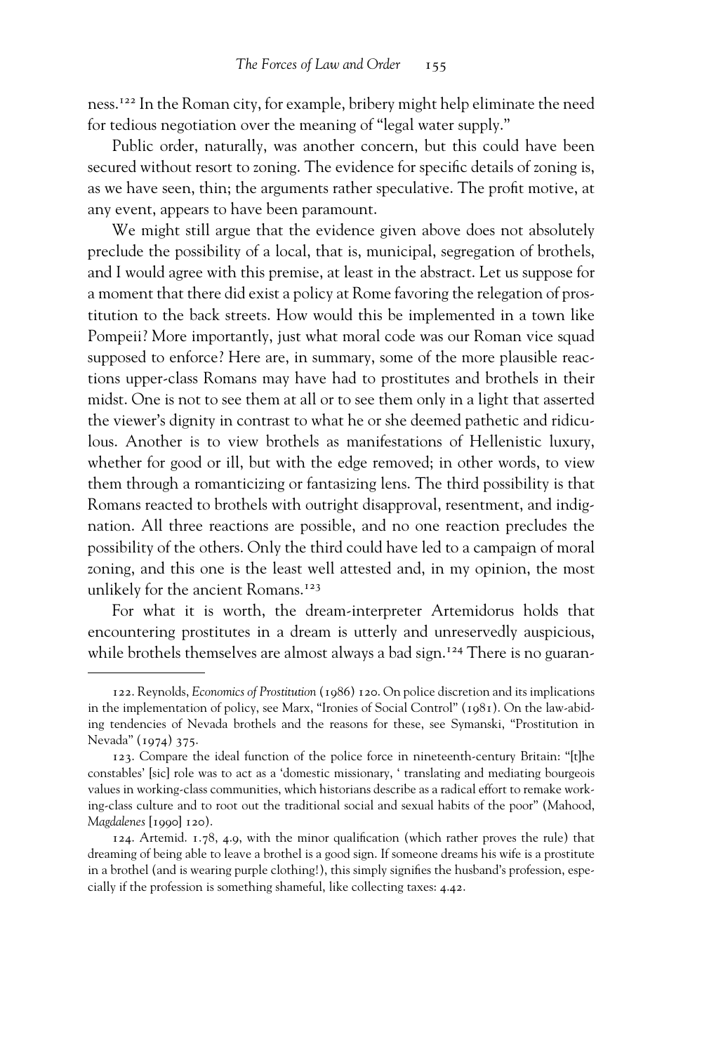ness.[122] In the Roman city, for example, bribery might help eliminate the need for tedious negotiation over the meaning of "legal water supply."

Public order, naturally, was another concern, but this could have been secured without resort to zoning. The evidence for specific details of zoning is, as we have seen, thin; the arguments rather speculative. The profit motive, at any event, appears to have been paramount.

We might still argue that the evidence given above does not absolutely preclude the possibility of a local, that is, municipal, segregation of brothels, and I would agree with this premise, at least in the abstract. Let us suppose for a moment that there did exist a policy at Rome favoring the relegation of prostitution to the back streets. How would this be implemented in a town like Pompeii? More importantly, just what moral code was our Roman vice squad supposed to enforce? Here are, in summary, some of the more plausible reactions upper-class Romans may have had to prostitutes and brothels in their midst. One is not to see them at all or to see them only in a light that asserted the viewer's dignity in contrast to what he or she deemed pathetic and ridiculous. Another is to view brothels as manifestations of Hellenistic luxury, whether for good or ill, but with the edge removed; in other words, to view them through a romanticizing or fantasizing lens. The third possibility is that Romans reacted to brothels with outright disapproval, resentment, and indignation. All three reactions are possible, and no one reaction precludes the possibility of the others. Only the third could have led to a campaign of moral zoning, and this one is the least well attested and, in my opinion, the most unlikely for the ancient Romans.[123]

For what it is worth, the dream-interpreter Artemidorus holds that encountering prostitutes in a dream is utterly and unreservedly auspicious, while brothels themselves are almost always a bad sign.[124] There is no guaran-

---

122. Reynolds, *Economics of Prostitution* (1986) 120. On police discretion and its implications in the implementation of policy, see Marx, "Ironies of Social Control" (1981). On the law-abiding tendencies of Nevada brothels and the reasons for these, see Symanski, "Prostitution in Nevada" (1974) 375.

123. Compare the ideal function of the police force in nineteenth-century Britain: "[t]he constables' [sic] role was to act as a 'domestic missionary, ' translating and mediating bourgeois values in working-class communities, which historians describe as a radical effort to remake working-class culture and to root out the traditional social and sexual habits of the poor" (Mahood, *Magdalenes* [1990] 120).

124. Artemid. 1.78, 4.9, with the minor qualification (which rather proves the rule) that dreaming of being able to leave a brothel is a good sign. If someone dreams his wife is a prostitute in a brothel (and is wearing purple clothing!), this simply signifies the husband's profession, especially if the profession is something shameful, like collecting taxes: 4.42.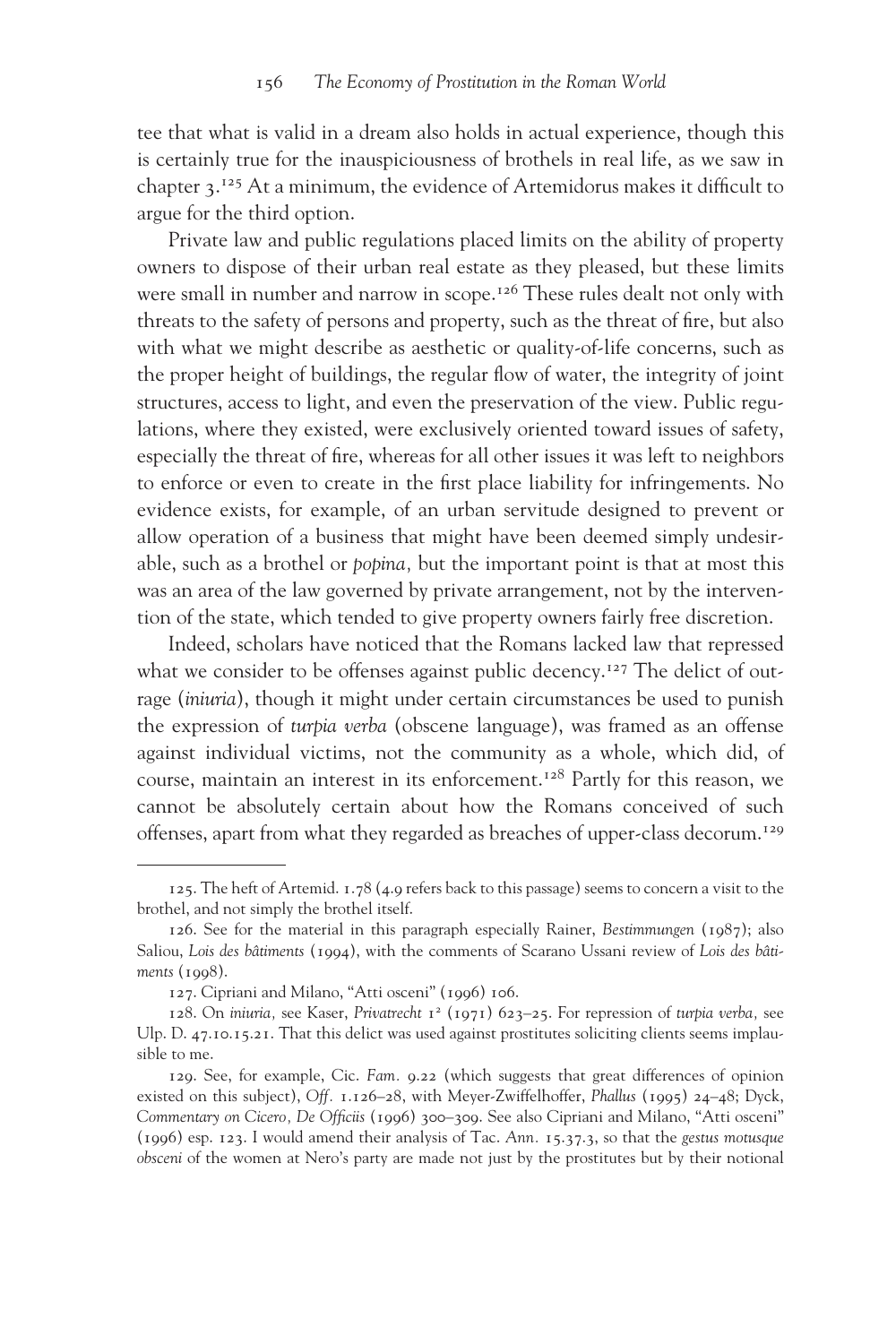tee that what is valid in a dream also holds in actual experience, though this is certainly true for the inauspiciousness of brothels in real life, as we saw in chapter 3.[125] At a minimum, the evidence of Artemidorus makes it difficult to argue for the third option.

Private law and public regulations placed limits on the ability of property owners to dispose of their urban real estate as they pleased, but these limits were small in number and narrow in scope.[126] These rules dealt not only with threats to the safety of persons and property, such as the threat of fire, but also with what we might describe as aesthetic or quality-of-life concerns, such as the proper height of buildings, the regular flow of water, the integrity of joint structures, access to light, and even the preservation of the view. Public regulations, where they existed, were exclusively oriented toward issues of safety, especially the threat of fire, whereas for all other issues it was left to neighbors to enforce or even to create in the first place liability for infringements. No evidence exists, for example, of an urban servitude designed to prevent or allow operation of a business that might have been deemed simply undesirable, such as a brothel or *popina,* but the important point is that at most this was an area of the law governed by private arrangement, not by the intervention of the state, which tended to give property owners fairly free discretion.

Indeed, scholars have noticed that the Romans lacked law that repressed what we consider to be offenses against public decency.[127] The delict of outrage (*iniuria*), though it might under certain circumstances be used to punish the expression of *turpia verba* (obscene language), was framed as an offense against individual victims, not the community as a whole, which did, of course, maintain an interest in its enforcement.[128] Partly for this reason, we cannot be absolutely certain about how the Romans conceived of such offenses, apart from what they regarded as breaches of upper-class decorum.[129]

---

125. The heft of Artemid. 1.78 (4.9 refers back to this passage) seems to concern a visit to the brothel, and not simply the brothel itself.

126. See for the material in this paragraph especially Rainer, *Bestimmungen* (1987); also Saliou, *Lois des bâtiments* (1994), with the comments of Scarano Ussani review of *Lois des bâtiments* (1998).

127. Cipriani and Milano, "Atti osceni" (1996) 106.

128. On *iniuria,* see Kaser, *Privatrecht* 1[2] (1971) 623–25. For repression of *turpia verba,* see Ulp. D. 47.10.15.21. That this delict was used against prostitutes soliciting clients seems implausible to me.

129. See, for example, Cic. *Fam.* 9.22 (which suggests that great differences of opinion existed on this subject), *Off.* 1.126–28, with Meyer-Zwiffelhoffer, *Phallus* (1995) 24–48; Dyck, *Commentary on Cicero, De Officiis* (1996) 300–309. See also Cipriani and Milano, "Atti osceni" (1996) esp. 123. I would amend their analysis of Tac. *Ann.* 15.37.3, so that the *gestus motusque obsceni* of the women at Nero's party are made not just by the prostitutes but by their notional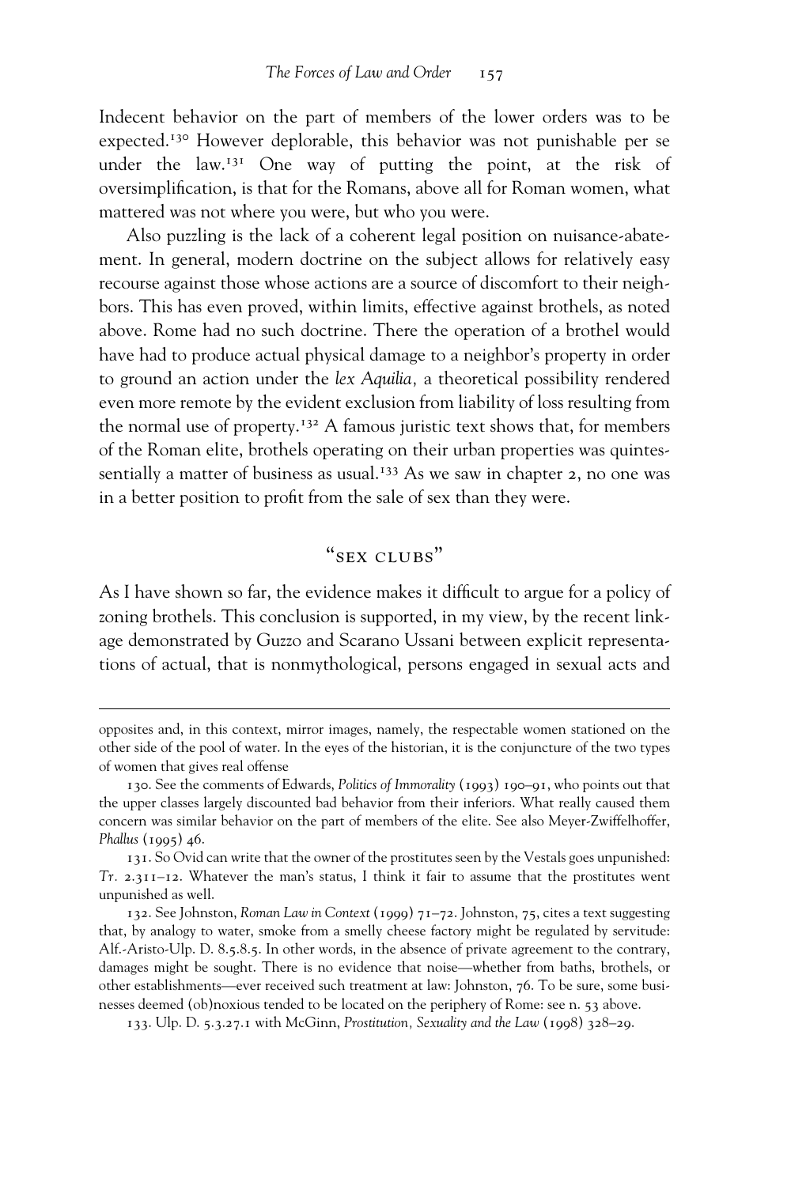Indecent behavior on the part of members of the lower orders was to be expected.[130] However deplorable, this behavior was not punishable per se under the law.[131] One way of putting the point, at the risk of oversimplification, is that for the Romans, above all for Roman women, what mattered was not where you were, but who you were.

Also puzzling is the lack of a coherent legal position on nuisance-abatement. In general, modern doctrine on the subject allows for relatively easy recourse against those whose actions are a source of discomfort to their neighbors. This has even proved, within limits, effective against brothels, as noted above. Rome had no such doctrine. There the operation of a brothel would have had to produce actual physical damage to a neighbor's property in order to ground an action under the *lex Aquilia,* a theoretical possibility rendered even more remote by the evident exclusion from liability of loss resulting from the normal use of property.[132] A famous juristic text shows that, for members of the Roman elite, brothels operating on their urban properties was quintessentially a matter of business as usual.[133] As we saw in chapter 2, no one was in a better position to profit from the sale of sex than they were.

## "Sex Clubs"

As I have shown so far, the evidence makes it difficult to argue for a policy of zoning brothels. This conclusion is supported, in my view, by the recent linkage demonstrated by Guzzo and Scarano Ussani between explicit representations of actual, that is nonmythological, persons engaged in sexual acts and

---

opposites and, in this context, mirror images, namely, the respectable women stationed on the other side of the pool of water. In the eyes of the historian, it is the conjuncture of the two types of women that gives real offense

130. See the comments of Edwards, *Politics of Immorality* (1993) 190–91, who points out that the upper classes largely discounted bad behavior from their inferiors. What really caused them concern was similar behavior on the part of members of the elite. See also Meyer-Zwiffelhoffer, *Phallus* (1995) 46.

131. So Ovid can write that the owner of the prostitutes seen by the Vestals goes unpunished: *Tr.* 2.311–12. Whatever the man's status, I think it fair to assume that the prostitutes went unpunished as well.

132. See Johnston, *Roman Law in Context* (1999) 71–72. Johnston, 75, cites a text suggesting that, by analogy to water, smoke from a smelly cheese factory might be regulated by servitude: Alf.-Aristo-Ulp. D. 8.5.8.5. In other words, in the absence of private agreement to the contrary, damages might be sought. There is no evidence that noise—whether from baths, brothels, or other establishments—ever received such treatment at law: Johnston, 76. To be sure, some businesses deemed (ob)noxious tended to be located on the periphery of Rome: see n. 53 above.

133. Ulp. D. 5.3.27.1 with McGinn, *Prostitution, Sexuality and the Law* (1998) 328–29.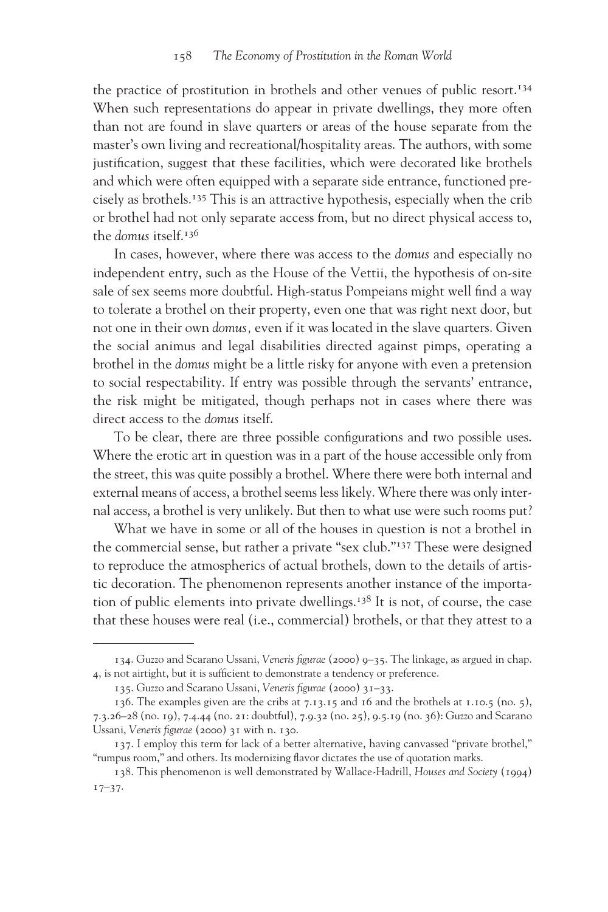the practice of prostitution in brothels and other venues of public resort.[134] When such representations do appear in private dwellings, they more often than not are found in slave quarters or areas of the house separate from the master's own living and recreational/hospitality areas. The authors, with some justification, suggest that these facilities, which were decorated like brothels and which were often equipped with a separate side entrance, functioned precisely as brothels.[135] This is an attractive hypothesis, especially when the crib or brothel had not only separate access from, but no direct physical access to, the *domus* itself.[136]

In cases, however, where there was access to the *domus* and especially no independent entry, such as the House of the Vettii, the hypothesis of on-site sale of sex seems more doubtful. High-status Pompeians might well find a way to tolerate a brothel on their property, even one that was right next door, but not one in their own *domus,* even if it was located in the slave quarters. Given the social animus and legal disabilities directed against pimps, operating a brothel in the *domus* might be a little risky for anyone with even a pretension to social respectability. If entry was possible through the servants' entrance, the risk might be mitigated, though perhaps not in cases where there was direct access to the *domus* itself.

To be clear, there are three possible configurations and two possible uses. Where the erotic art in question was in a part of the house accessible only from the street, this was quite possibly a brothel. Where there were both internal and external means of access, a brothel seems less likely. Where there was only internal access, a brothel is very unlikely. But then to what use were such rooms put?

What we have in some or all of the houses in question is not a brothel in the commercial sense, but rather a private "sex club."[137] These were designed to reproduce the atmospherics of actual brothels, down to the details of artistic decoration. The phenomenon represents another instance of the importation of public elements into private dwellings.[138] It is not, of course, the case that these houses were real (i.e., commercial) brothels, or that they attest to a

---

134. Guzzo and Scarano Ussani, *Veneris figurae* (2000) 9–35. The linkage, as argued in chap. 4, is not airtight, but it is sufficient to demonstrate a tendency or preference.

135. Guzzo and Scarano Ussani, *Veneris figurae* (2000) 31–33.

136. The examples given are the cribs at 7.13.15 and 16 and the brothels at 1.10.5 (no. 5), 7.3.26–28 (no. 19), 7.4.44 (no. 21: doubtful), 7.9.32 (no. 25), 9.5.19 (no. 36): Guzzo and Scarano Ussani, *Veneris figurae* (2000) 31 with n. 130.

137. I employ this term for lack of a better alternative, having canvassed "private brothel," "rumpus room," and others. Its modernizing flavor dictates the use of quotation marks.

138. This phenomenon is well demonstrated by Wallace-Hadrill, *Houses and Society* (1994) 17–37.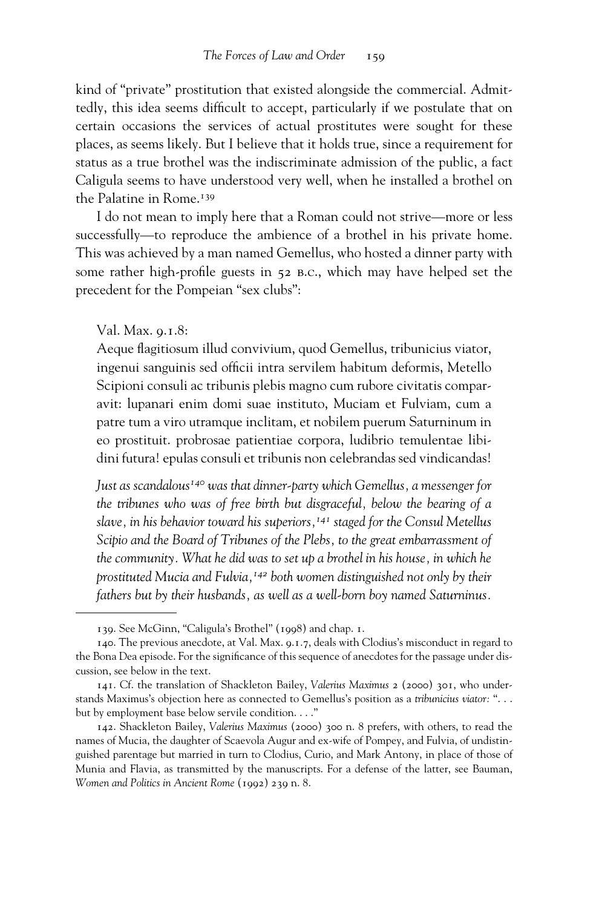kind of "private" prostitution that existed alongside the commercial. Admittedly, this idea seems difficult to accept, particularly if we postulate that on certain occasions the services of actual prostitutes were sought for these places, as seems likely. But I believe that it holds true, since a requirement for status as a true brothel was the indiscriminate admission of the public, a fact Caligula seems to have understood very well, when he installed a brothel on the Palatine in Rome.[139]

I do not mean to imply here that a Roman could not strive—more or less successfully—to reproduce the ambience of a brothel in his private home. This was achieved by a man named Gemellus, who hosted a dinner party with some rather high-profile guests in 52 B.C., which may have helped set the precedent for the Pompeian "sex clubs":

> Val. Max. 9.1.8:
>
> Aeque flagitiosum illud convivium, quod Gemellus, tribunicius viator, ingenui sanguinis sed officii intra servilem habitum deformis, Metello Scipioni consuli ac tribunis plebis magno cum rubore civitatis comparavit: lupanari enim domi suae instituto, Muciam et Fulviam, cum a patre tum a viro utramque inclitam, et nobilem puerum Saturninum in eo prostituit. probrosae patientiae corpora, ludibrio temulentae libidini futura! epulas consuli et tribunis non celebrandas sed vindicandas!
>
> *Just as scandalous[140] was that dinner-party which Gemellus, a messenger for the tribunes who was of free birth but disgraceful, below the bearing of a slave, in his behavior toward his superiors,[141] staged for the Consul Metellus Scipio and the Board of Tribunes of the Plebs, to the great embarrassment of the community. What he did was to set up a brothel in his house, in which he prostituted Mucia and Fulvia,[142] both women distinguished not only by their fathers but by their husbands, as well as a well-born boy named Saturninus.*

---

139. See McGinn, "Caligula's Brothel" (1998) and chap. 1.

140. The previous anecdote, at Val. Max. 9.1.7, deals with Clodius's misconduct in regard to the Bona Dea episode. For the significance of this sequence of anecdotes for the passage under discussion, see below in the text.

141. Cf. the translation of Shackleton Bailey, *Valerius Maximus* 2 (2000) 301, who understands Maximus's objection here as connected to Gemellus's position as a *tribunicius viator:* ". . . but by employment base below servile condition. . . ."

142. Shackleton Bailey, *Valerius Maximus* (2000) 300 n. 8 prefers, with others, to read the names of Mucia, the daughter of Scaevola Augur and ex-wife of Pompey, and Fulvia, of undistinguished parentage but married in turn to Clodius, Curio, and Mark Antony, in place of those of Munia and Flavia, as transmitted by the manuscripts. For a defense of the latter, see Bauman, *Women and Politics in Ancient Rome* (1992) 239 n. 8.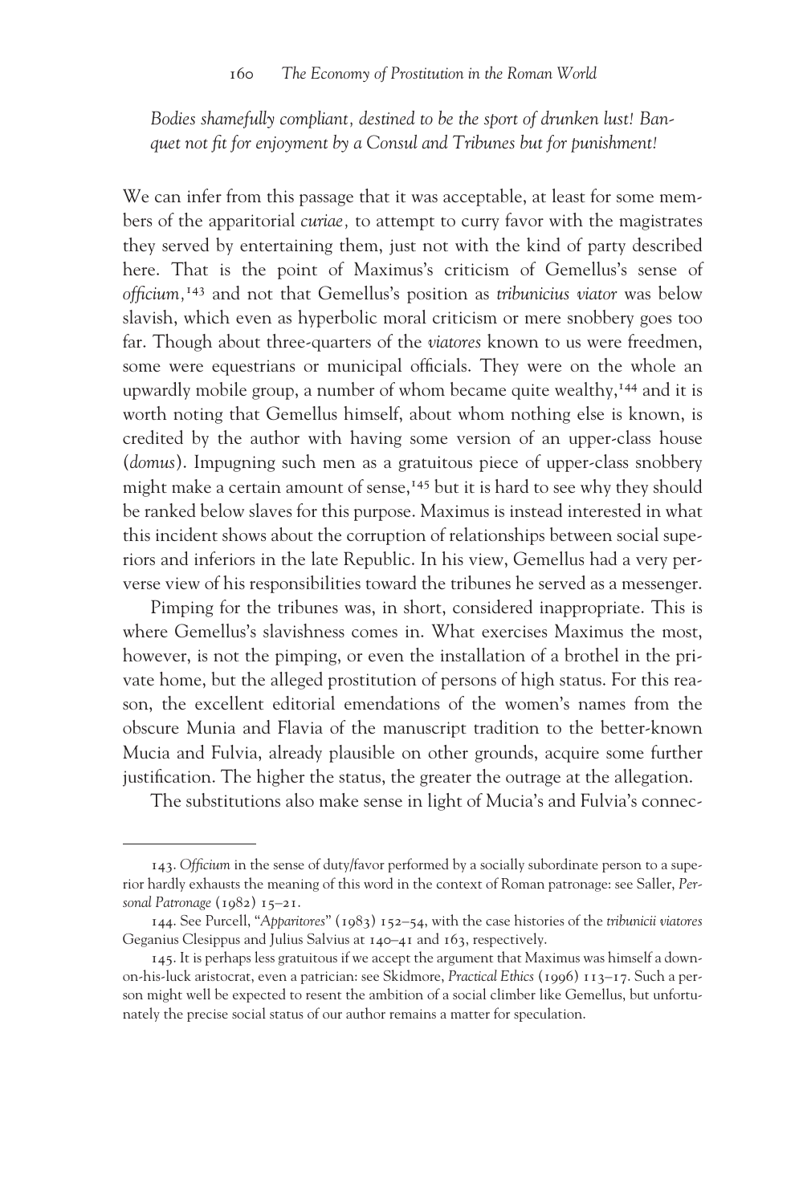*Bodies shamefully compliant, destined to be the sport of drunken lust! Banquet not fit for enjoyment by a Consul and Tribunes but for punishment!*

We can infer from this passage that it was acceptable, at least for some members of the apparitorial *curiae,* to attempt to curry favor with the magistrates they served by entertaining them, just not with the kind of party described here. That is the point of Maximus's criticism of Gemellus's sense of *officium,*[143] and not that Gemellus's position as *tribunicius viator* was below slavish, which even as hyperbolic moral criticism or mere snobbery goes too far. Though about three-quarters of the *viatores* known to us were freedmen, some were equestrians or municipal officials. They were on the whole an upwardly mobile group, a number of whom became quite wealthy,[144] and it is worth noting that Gemellus himself, about whom nothing else is known, is credited by the author with having some version of an upper-class house (*domus*). Impugning such men as a gratuitous piece of upper-class snobbery might make a certain amount of sense,[145] but it is hard to see why they should be ranked below slaves for this purpose. Maximus is instead interested in what this incident shows about the corruption of relationships between social superiors and inferiors in the late Republic. In his view, Gemellus had a very perverse view of his responsibilities toward the tribunes he served as a messenger.

Pimping for the tribunes was, in short, considered inappropriate. This is where Gemellus's slavishness comes in. What exercises Maximus the most, however, is not the pimping, or even the installation of a brothel in the private home, but the alleged prostitution of persons of high status. For this reason, the excellent editorial emendations of the women's names from the obscure Munia and Flavia of the manuscript tradition to the better-known Mucia and Fulvia, already plausible on other grounds, acquire some further justification. The higher the status, the greater the outrage at the allegation.

The substitutions also make sense in light of Mucia's and Fulvia's connec-

---

143. *Officium* in the sense of duty/favor performed by a socially subordinate person to a superior hardly exhausts the meaning of this word in the context of Roman patronage: see Saller, *Personal Patronage* (1982) 15–21.

144. See Purcell, "*Apparitores*" (1983) 152–54, with the case histories of the *tribunicii viatores* Geganius Clesippus and Julius Salvius at 140–41 and 163, respectively.

145. It is perhaps less gratuitous if we accept the argument that Maximus was himself a down-on-his-luck aristocrat, even a patrician: see Skidmore, *Practical Ethics* (1996) 113–17. Such a person might well be expected to resent the ambition of a social climber like Gemellus, but unfortunately the precise social status of our author remains a matter for speculation.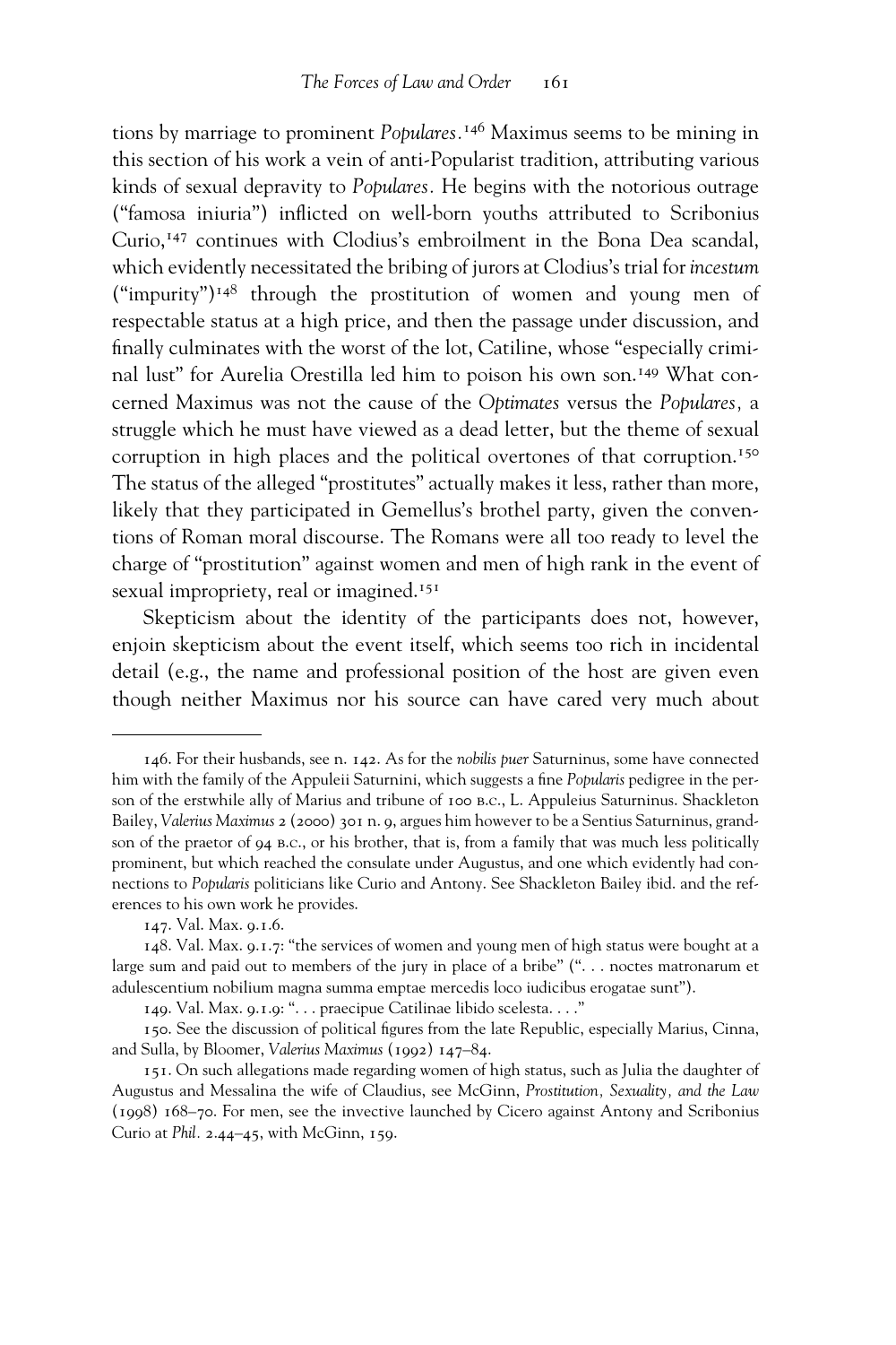tions by marriage to prominent *Populares*.[146] Maximus seems to be mining in this section of his work a vein of anti-Popularist tradition, attributing various kinds of sexual depravity to *Populares*. He begins with the notorious outrage ("famosa iniuria") inflicted on well-born youths attributed to Scribonius Curio,[147] continues with Clodius's embroilment in the Bona Dea scandal, which evidently necessitated the bribing of jurors at Clodius's trial for *incestum* ("impurity")[148] through the prostitution of women and young men of respectable status at a high price, and then the passage under discussion, and finally culminates with the worst of the lot, Catiline, whose "especially criminal lust" for Aurelia Orestilla led him to poison his own son.[149] What concerned Maximus was not the cause of the *Optimates* versus the *Populares*, a struggle which he must have viewed as a dead letter, but the theme of sexual corruption in high places and the political overtones of that corruption.[150] The status of the alleged "prostitutes" actually makes it less, rather than more, likely that they participated in Gemellus's brothel party, given the conventions of Roman moral discourse. The Romans were all too ready to level the charge of "prostitution" against women and men of high rank in the event of sexual impropriety, real or imagined.[151]

Skepticism about the identity of the participants does not, however, enjoin skepticism about the event itself, which seems too rich in incidental detail (e.g., the name and professional position of the host are given even though neither Maximus nor his source can have cared very much about

---

146. For their husbands, see n. 142. As for the *nobilis puer* Saturninus, some have connected him with the family of the Appuleii Saturnini, which suggests a fine *Popularis* pedigree in the person of the erstwhile ally of Marius and tribune of 100 B.C., L. Appuleius Saturninus. Shackleton Bailey, *Valerius Maximus* 2 (2000) 301 n. 9, argues him however to be a Sentius Saturninus, grandson of the praetor of 94 B.C., or his brother, that is, from a family that was much less politically prominent, but which reached the consulate under Augustus, and one which evidently had connections to *Popularis* politicians like Curio and Antony. See Shackleton Bailey ibid. and the references to his own work he provides.

147. Val. Max. 9.1.6.

148. Val. Max. 9.1.7: "the services of women and young men of high status were bought at a large sum and paid out to members of the jury in place of a bribe" (". . . noctes matronarum et adulescentium nobilium magna summa emptae mercedis loco iudicibus erogatae sunt").

149. Val. Max. 9.1.9: ". . . praecipue Catilinae libido scelesta. . . ."

150. See the discussion of political figures from the late Republic, especially Marius, Cinna, and Sulla, by Bloomer, *Valerius Maximus* (1992) 147–84.

151. On such allegations made regarding women of high status, such as Julia the daughter of Augustus and Messalina the wife of Claudius, see McGinn, *Prostitution, Sexuality, and the Law* (1998) 168–70. For men, see the invective launched by Cicero against Antony and Scribonius Curio at *Phil.* 2.44–45, with McGinn, 159.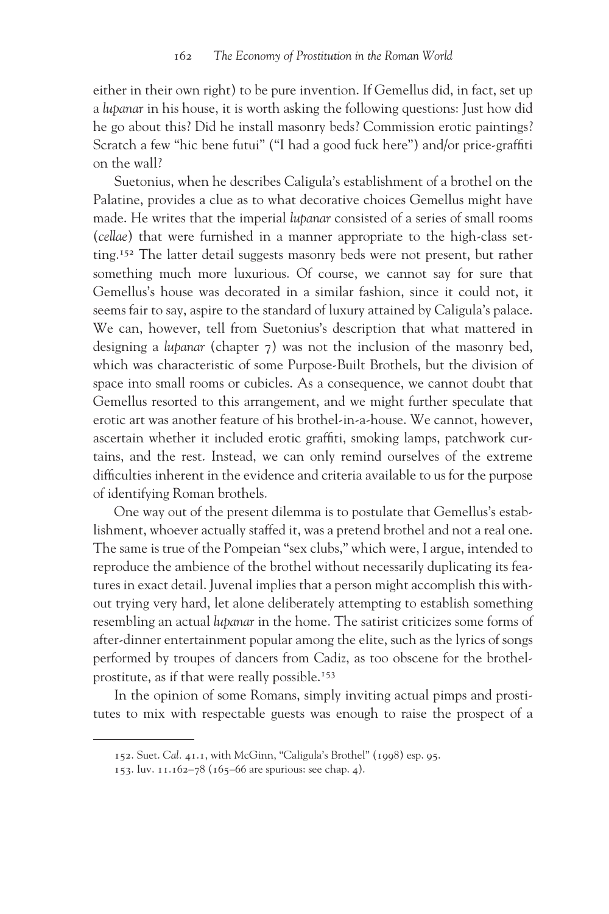either in their own right) to be pure invention. If Gemellus did, in fact, set up a *lupanar* in his house, it is worth asking the following questions: Just how did he go about this? Did he install masonry beds? Commission erotic paintings? Scratch a few "hic bene futui" ("I had a good fuck here") and/or price-graffiti on the wall?

Suetonius, when he describes Caligula's establishment of a brothel on the Palatine, provides a clue as to what decorative choices Gemellus might have made. He writes that the imperial *lupanar* consisted of a series of small rooms (*cellae*) that were furnished in a manner appropriate to the high-class setting.[152] The latter detail suggests masonry beds were not present, but rather something much more luxurious. Of course, we cannot say for sure that Gemellus's house was decorated in a similar fashion, since it could not, it seems fair to say, aspire to the standard of luxury attained by Caligula's palace. We can, however, tell from Suetonius's description that what mattered in designing a *lupanar* (chapter 7) was not the inclusion of the masonry bed, which was characteristic of some Purpose-Built Brothels, but the division of space into small rooms or cubicles. As a consequence, we cannot doubt that Gemellus resorted to this arrangement, and we might further speculate that erotic art was another feature of his brothel-in-a-house. We cannot, however, ascertain whether it included erotic graffiti, smoking lamps, patchwork curtains, and the rest. Instead, we can only remind ourselves of the extreme difficulties inherent in the evidence and criteria available to us for the purpose of identifying Roman brothels.

One way out of the present dilemma is to postulate that Gemellus's establishment, whoever actually staffed it, was a pretend brothel and not a real one. The same is true of the Pompeian "sex clubs," which were, I argue, intended to reproduce the ambience of the brothel without necessarily duplicating its features in exact detail. Juvenal implies that a person might accomplish this without trying very hard, let alone deliberately attempting to establish something resembling an actual *lupanar* in the home. The satirist criticizes some forms of after-dinner entertainment popular among the elite, such as the lyrics of songs performed by troupes of dancers from Cadiz, as too obscene for the brothel-prostitute, as if that were really possible.[153]

In the opinion of some Romans, simply inviting actual pimps and prostitutes to mix with respectable guests was enough to raise the prospect of a

---

152. Suet. *Cal.* 41.1, with McGinn, "Caligula's Brothel" (1998) esp. 95.

153. Iuv. 11.162–78 (165–66 are spurious: see chap. 4).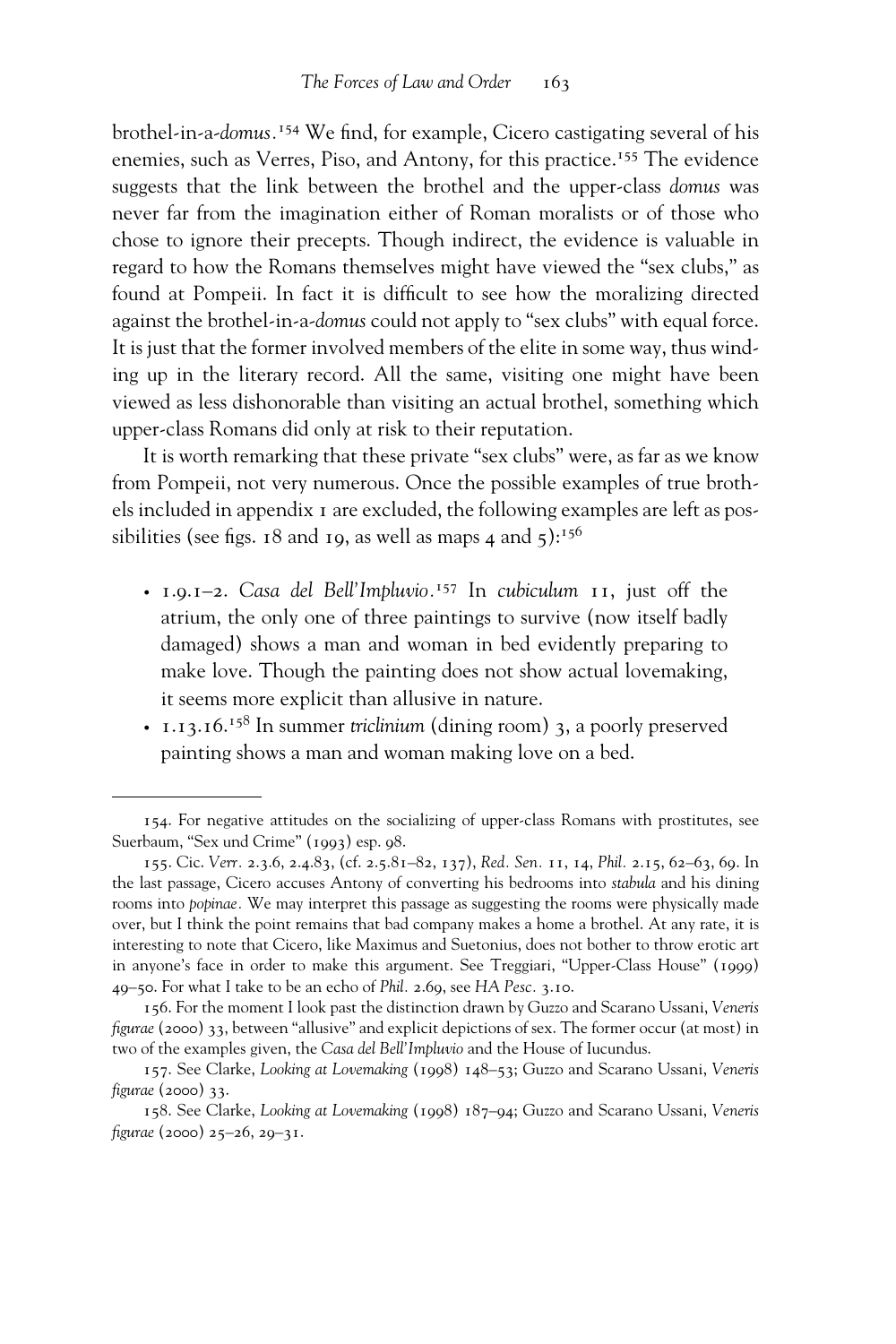brothel-in-a-*domus*.[154] We find, for example, Cicero castigating several of his enemies, such as Verres, Piso, and Antony, for this practice.[155] The evidence suggests that the link between the brothel and the upper-class *domus* was never far from the imagination either of Roman moralists or of those who chose to ignore their precepts. Though indirect, the evidence is valuable in regard to how the Romans themselves might have viewed the "sex clubs," as found at Pompeii. In fact it is difficult to see how the moralizing directed against the brothel-in-a-*domus* could not apply to "sex clubs" with equal force. It is just that the former involved members of the elite in some way, thus winding up in the literary record. All the same, visiting one might have been viewed as less dishonorable than visiting an actual brothel, something which upper-class Romans did only at risk to their reputation.

It is worth remarking that these private "sex clubs" were, as far as we know from Pompeii, not very numerous. Once the possible examples of true brothels included in appendix 1 are excluded, the following examples are left as possibilities (see figs. 18 and 19, as well as maps 4 and 5):[156]

- 1.9.1–2. *Casa del Bell'Impluvio*.[157] In *cubiculum* 11, just off the atrium, the only one of three paintings to survive (now itself badly damaged) shows a man and woman in bed evidently preparing to make love. Though the painting does not show actual lovemaking, it seems more explicit than allusive in nature.
- 1.13.16.[158] In summer *triclinium* (dining room) 3, a poorly preserved painting shows a man and woman making love on a bed.

---

154. For negative attitudes on the socializing of upper-class Romans with prostitutes, see Suerbaum, "Sex und Crime" (1993) esp. 98.

155. Cic. *Verr.* 2.3.6, 2.4.83, (cf. 2.5.81–82, 137), *Red. Sen.* 11, 14, *Phil.* 2.15, 62–63, 69. In the last passage, Cicero accuses Antony of converting his bedrooms into *stabula* and his dining rooms into *popinae*. We may interpret this passage as suggesting the rooms were physically made over, but I think the point remains that bad company makes a home a brothel. At any rate, it is interesting to note that Cicero, like Maximus and Suetonius, does not bother to throw erotic art in anyone's face in order to make this argument. See Treggiari, "Upper-Class House" (1999) 49–50. For what I take to be an echo of *Phil.* 2.69, see *HA Pesc.* 3.10.

156. For the moment I look past the distinction drawn by Guzzo and Scarano Ussani, *Veneris figurae* (2000) 33, between "allusive" and explicit depictions of sex. The former occur (at most) in two of the examples given, the *Casa del Bell'Impluvio* and the House of Iucundus.

157. See Clarke, *Looking at Lovemaking* (1998) 148–53; Guzzo and Scarano Ussani, *Veneris figurae* (2000) 33.

158. See Clarke, *Looking at Lovemaking* (1998) 187–94; Guzzo and Scarano Ussani, *Veneris figurae* (2000) 25–26, 29–31.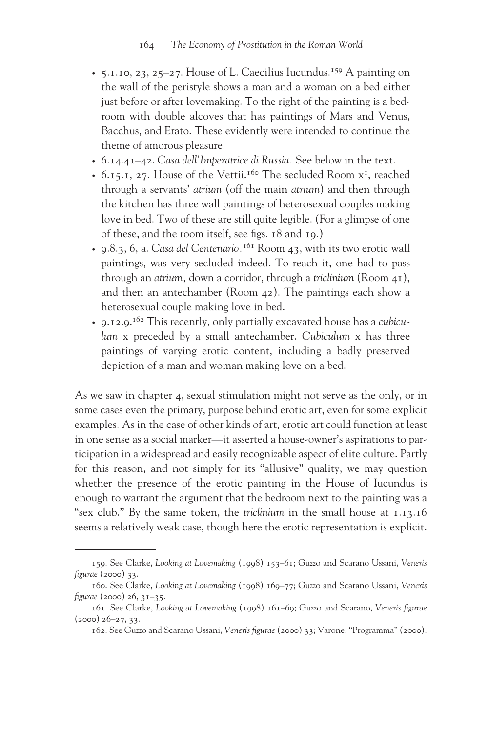- 5.1.10, 23, 25–27. House of L. Caecilius Iucundus.[159] A painting on the wall of the peristyle shows a man and a woman on a bed either just before or after lovemaking. To the right of the painting is a bedroom with double alcoves that has paintings of Mars and Venus, Bacchus, and Erato. These evidently were intended to continue the theme of amorous pleasure.
- 6.14.41–42. *Casa dell'Imperatrice di Russia.* See below in the text.
- 6.15.1, 27. House of the Vettii.[160] The secluded Room x[1], reached through a servants' *atrium* (off the main *atrium*) and then through the kitchen has three wall paintings of heterosexual couples making love in bed. Two of these are still quite legible. (For a glimpse of one of these, and the room itself, see figs. 18 and 19.)
- 9.8.3, 6, a. *Casa del Centenario.*[161] Room 43, with its two erotic wall paintings, was very secluded indeed. To reach it, one had to pass through an *atrium,* down a corridor, through a *triclinium* (Room 41), and then an antechamber (Room 42). The paintings each show a heterosexual couple making love in bed.
- 9.12.9.[162] This recently, only partially excavated house has a *cubiculum* x preceded by a small antechamber. *Cubiculum* x has three paintings of varying erotic content, including a badly preserved depiction of a man and woman making love on a bed.

As we saw in chapter 4, sexual stimulation might not serve as the only, or in some cases even the primary, purpose behind erotic art, even for some explicit examples. As in the case of other kinds of art, erotic art could function at least in one sense as a social marker—it asserted a house-owner's aspirations to participation in a widespread and easily recognizable aspect of elite culture. Partly for this reason, and not simply for its "allusive" quality, we may question whether the presence of the erotic painting in the House of Iucundus is enough to warrant the argument that the bedroom next to the painting was a "sex club." By the same token, the *triclinium* in the small house at 1.13.16 seems a relatively weak case, though here the erotic representation is explicit.

---

159. See Clarke, *Looking at Lovemaking* (1998) 153–61; Guzzo and Scarano Ussani, *Veneris figurae* (2000) 33.

160. See Clarke, *Looking at Lovemaking* (1998) 169–77; Guzzo and Scarano Ussani, *Veneris figurae* (2000) 26, 31–35.

161. See Clarke, *Looking at Lovemaking* (1998) 161–69; Guzzo and Scarano, *Veneris figurae* (2000) 26–27, 33.

162. See Guzzo and Scarano Ussani, *Veneris figurae* (2000) 33; Varone, "Programma" (2000).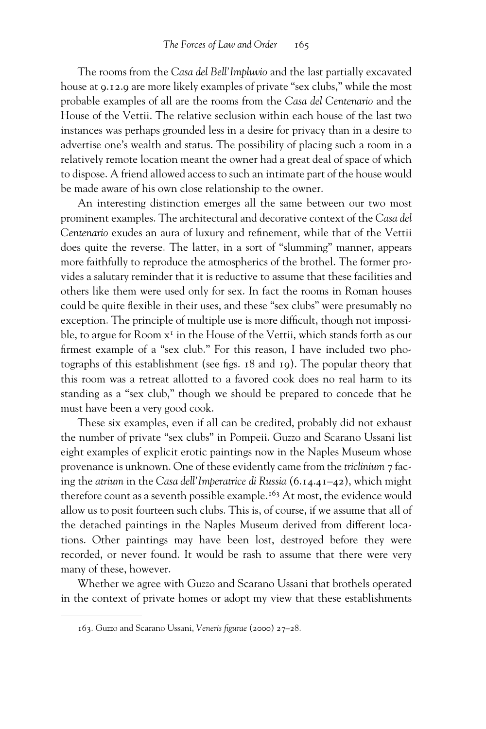The rooms from the *Casa del Bell'Impluvio* and the last partially excavated house at 9.12.9 are more likely examples of private "sex clubs," while the most probable examples of all are the rooms from the *Casa del Centenario* and the House of the Vettii. The relative seclusion within each house of the last two instances was perhaps grounded less in a desire for privacy than in a desire to advertise one's wealth and status. The possibility of placing such a room in a relatively remote location meant the owner had a great deal of space of which to dispose. A friend allowed access to such an intimate part of the house would be made aware of his own close relationship to the owner.

An interesting distinction emerges all the same between our two most prominent examples. The architectural and decorative context of the *Casa del Centenario* exudes an aura of luxury and refinement, while that of the Vettii does quite the reverse. The latter, in a sort of "slumming" manner, appears more faithfully to reproduce the atmospherics of the brothel. The former provides a salutary reminder that it is reductive to assume that these facilities and others like them were used only for sex. In fact the rooms in Roman houses could be quite flexible in their uses, and these "sex clubs" were presumably no exception. The principle of multiple use is more difficult, though not impossible, to argue for Room $x^1$ in the House of the Vettii, which stands forth as our firmest example of a "sex club." For this reason, I have included two photographs of this establishment (see figs. 18 and 19). The popular theory that this room was a retreat allotted to a favored cook does no real harm to its standing as a "sex club," though we should be prepared to concede that he must have been a very good cook.

These six examples, even if all can be credited, probably did not exhaust the number of private "sex clubs" in Pompeii. Guzzo and Scarano Ussani list eight examples of explicit erotic paintings now in the Naples Museum whose provenance is unknown. One of these evidently came from the *triclinium* 7 facing the *atrium* in the *Casa dell'Imperatrice di Russia* (6.14.41–42), which might therefore count as a seventh possible example.[163] At most, the evidence would allow us to posit fourteen such clubs. This is, of course, if we assume that all of the detached paintings in the Naples Museum derived from different locations. Other paintings may have been lost, destroyed before they were recorded, or never found. It would be rash to assume that there were very many of these, however.

Whether we agree with Guzzo and Scarano Ussani that brothels operated in the context of private homes or adopt my view that these establishments

---

163. Guzzo and Scarano Ussani, *Veneris figurae* (2000) 27–28.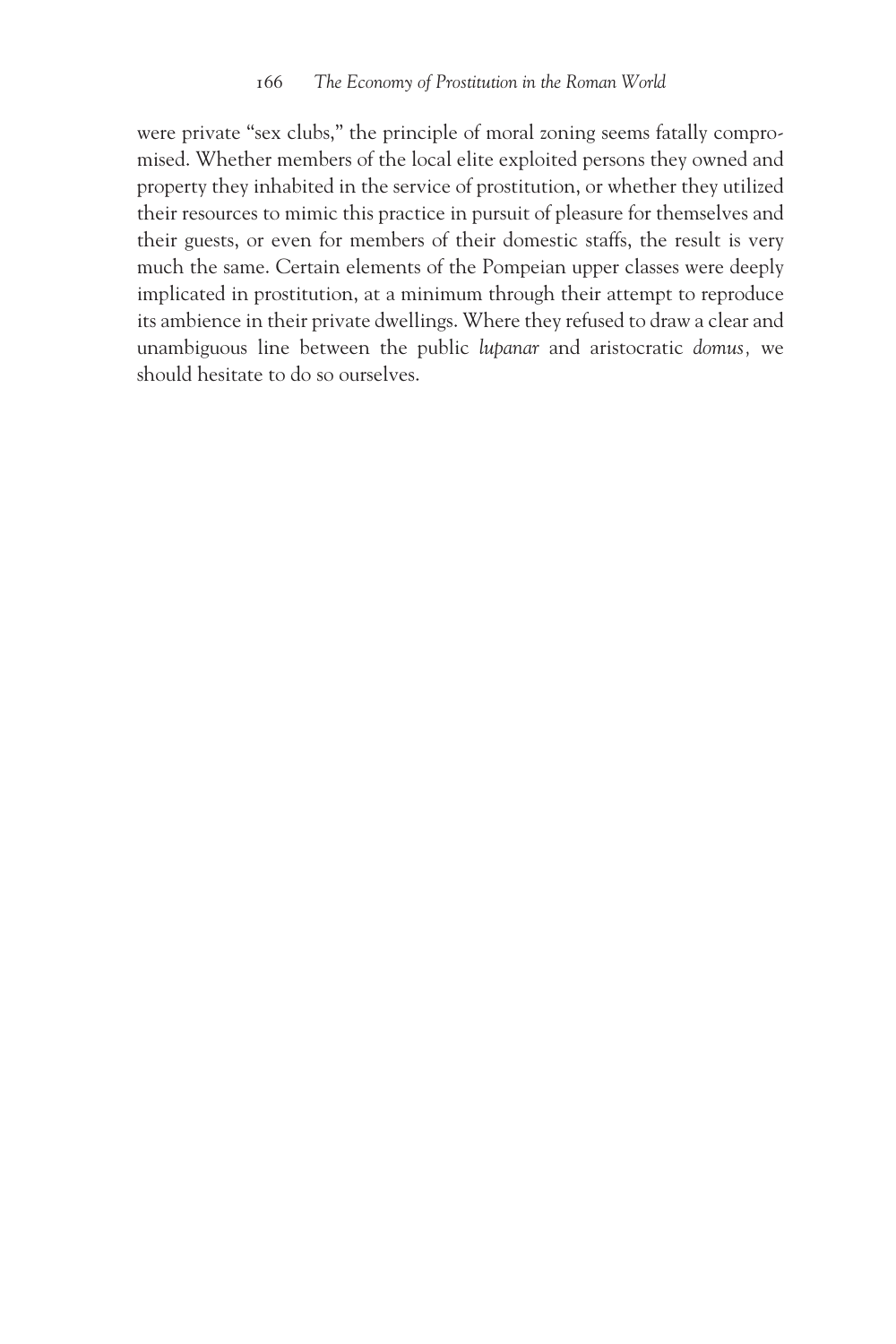were private "sex clubs," the principle of moral zoning seems fatally compromised. Whether members of the local elite exploited persons they owned and property they inhabited in the service of prostitution, or whether they utilized their resources to mimic this practice in pursuit of pleasure for themselves and their guests, or even for members of their domestic staffs, the result is very much the same. Certain elements of the Pompeian upper classes were deeply implicated in prostitution, at a minimum through their attempt to reproduce its ambience in their private dwellings. Where they refused to draw a clear and unambiguous line between the public *lupanar* and aristocratic *domus*, we should hesitate to do so ourselves.